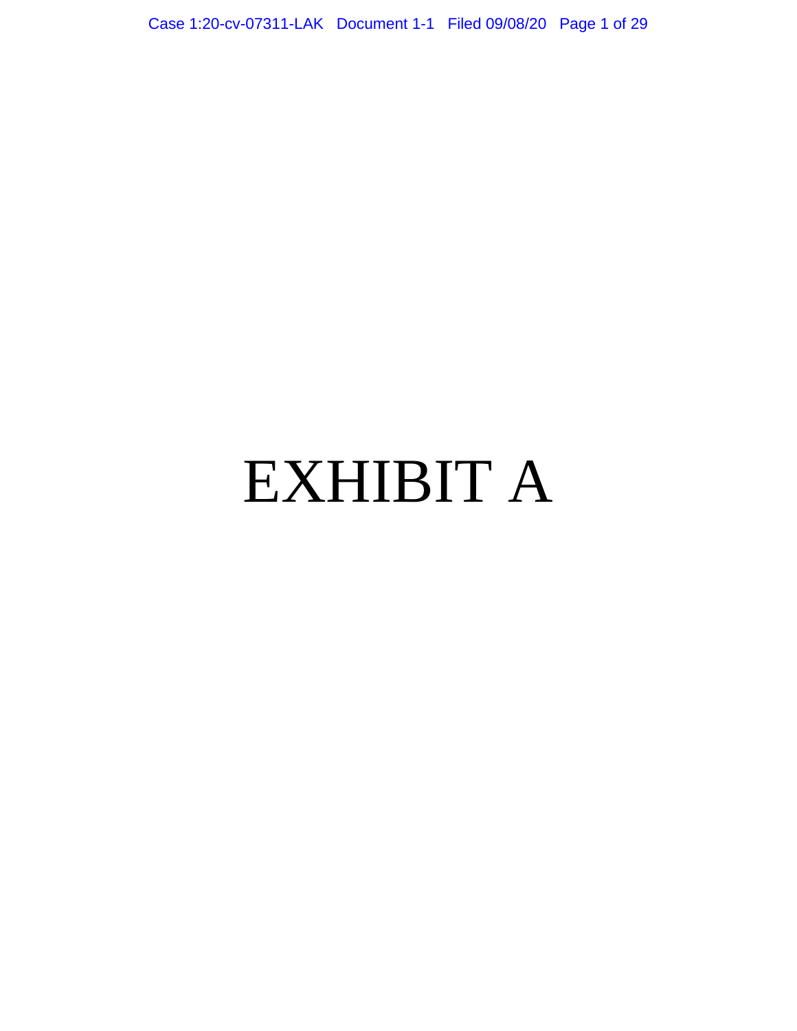# EXHIBIT A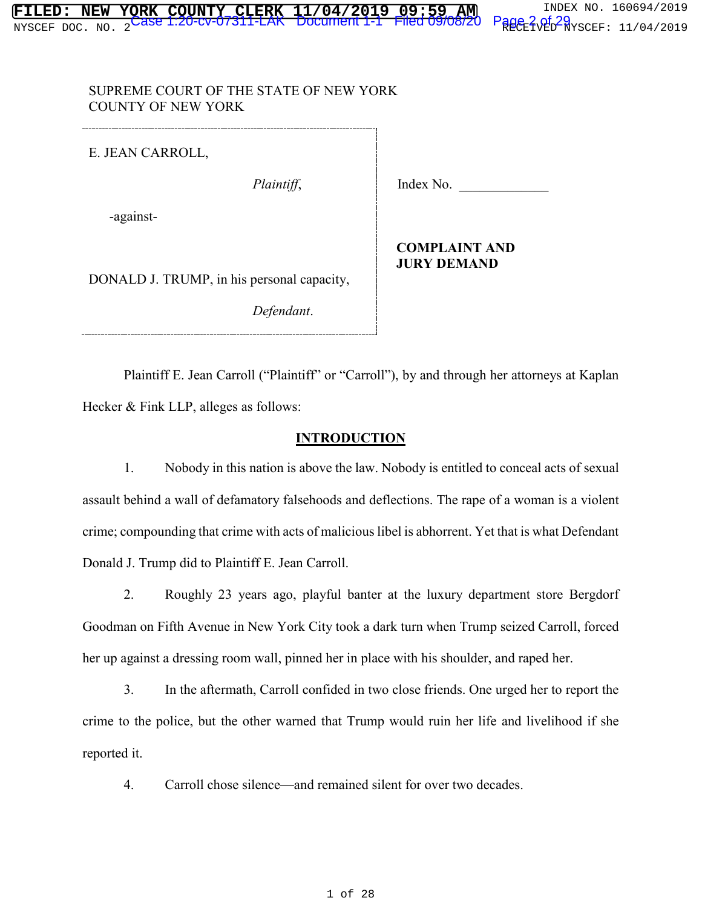SUPREME COURT OF THE STATE OF NEW YORK
COUNTY OF NEW YORK

| | |
|---|---|
| E. JEAN CARROLL,<br><br>*Plaintiff*,<br><br>-against-<br><br>DONALD J. TRUMP, in his personal capacity,<br><br>*Defendant*. | Index No. _____________<br><br>**COMPLAINT AND JURY DEMAND** |

Plaintiff E. Jean Carroll ("Plaintiff" or "Carroll"), by and through her attorneys at Kaplan Hecker & Fink LLP, alleges as follows:

## INTRODUCTION

1. Nobody in this nation is above the law. Nobody is entitled to conceal acts of sexual assault behind a wall of defamatory falsehoods and deflections. The rape of a woman is a violent crime; compounding that crime with acts of malicious libel is abhorrent. Yet that is what Defendant Donald J. Trump did to Plaintiff E. Jean Carroll.

2. Roughly 23 years ago, playful banter at the luxury department store Bergdorf Goodman on Fifth Avenue in New York City took a dark turn when Trump seized Carroll, forced her up against a dressing room wall, pinned her in place with his shoulder, and raped her.

3. In the aftermath, Carroll confided in two close friends. One urged her to report the crime to the police, but the other warned that Trump would ruin her life and livelihood if she reported it.

4. Carroll chose silence—and remained silent for over two decades.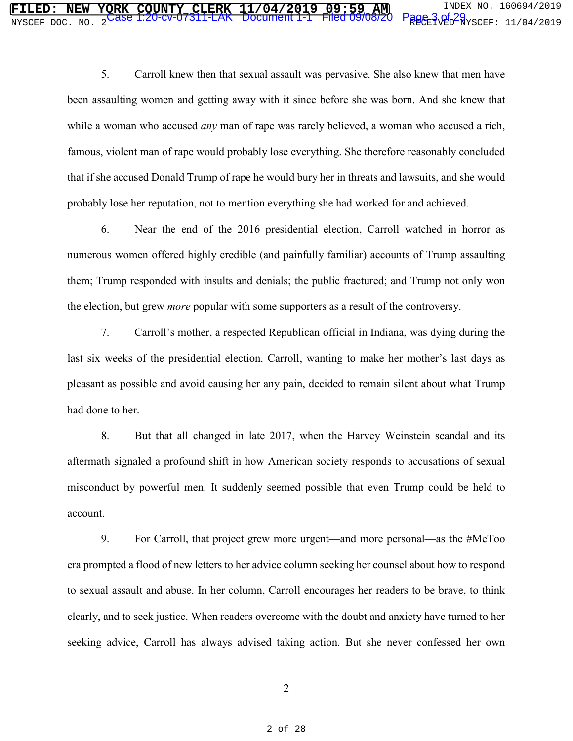5. Carroll knew then that sexual assault was pervasive. She also knew that men have been assaulting women and getting away with it since before she was born. And she knew that while a woman who accused *any* man of rape was rarely believed, a woman who accused a rich, famous, violent man of rape would probably lose everything. She therefore reasonably concluded that if she accused Donald Trump of rape he would bury her in threats and lawsuits, and she would probably lose her reputation, not to mention everything she had worked for and achieved.

6. Near the end of the 2016 presidential election, Carroll watched in horror as numerous women offered highly credible (and painfully familiar) accounts of Trump assaulting them; Trump responded with insults and denials; the public fractured; and Trump not only won the election, but grew *more* popular with some supporters as a result of the controversy.

7. Carroll's mother, a respected Republican official in Indiana, was dying during the last six weeks of the presidential election. Carroll, wanting to make her mother's last days as pleasant as possible and avoid causing her any pain, decided to remain silent about what Trump had done to her.

8. But that all changed in late 2017, when the Harvey Weinstein scandal and its aftermath signaled a profound shift in how American society responds to accusations of sexual misconduct by powerful men. It suddenly seemed possible that even Trump could be held to account.

9. For Carroll, that project grew more urgent—and more personal—as the #MeToo era prompted a flood of new letters to her advice column seeking her counsel about how to respond to sexual assault and abuse. In her column, Carroll encourages her readers to be brave, to think clearly, and to seek justice. When readers overcome with the doubt and anxiety have turned to her seeking advice, Carroll has always advised taking action. But she never confessed her own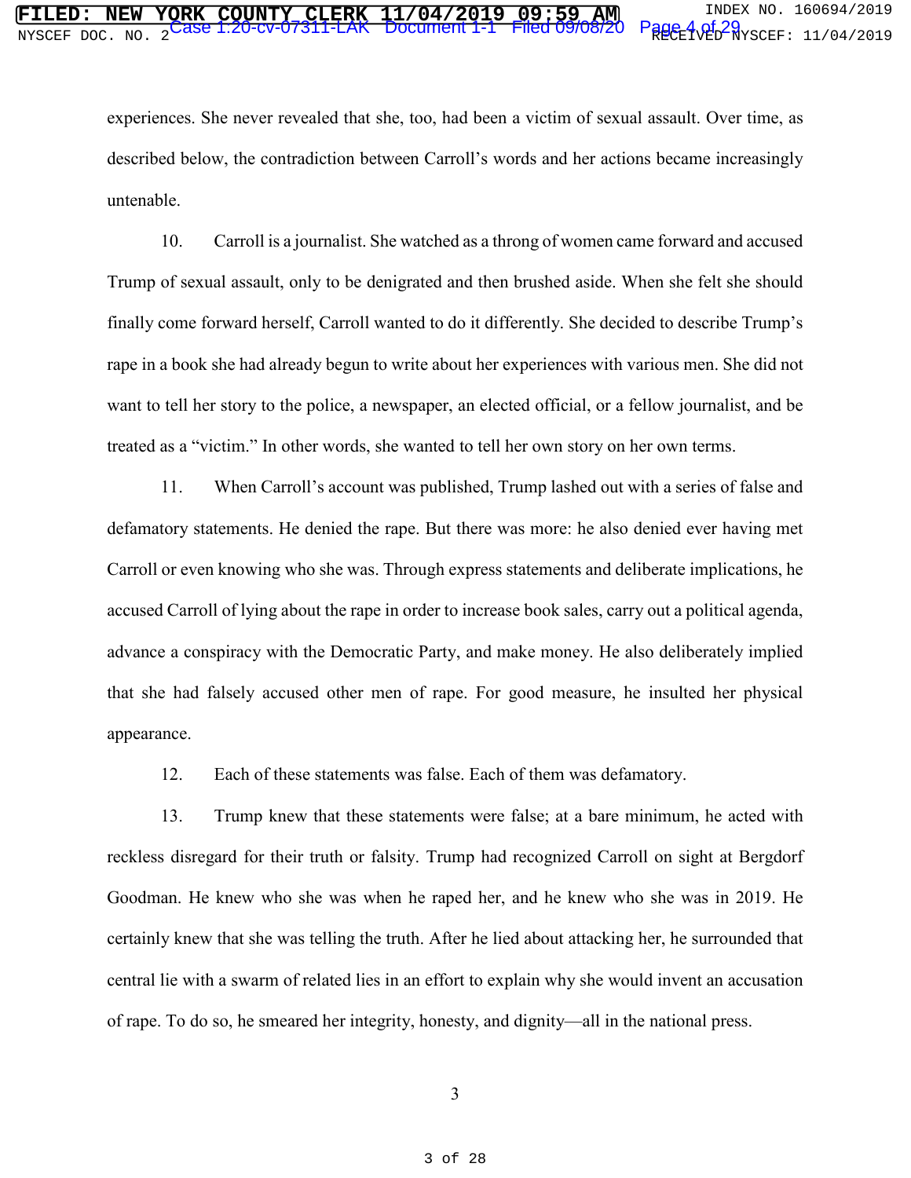experiences. She never revealed that she, too, had been a victim of sexual assault. Over time, as described below, the contradiction between Carroll's words and her actions became increasingly untenable.

10. Carroll is a journalist. She watched as a throng of women came forward and accused Trump of sexual assault, only to be denigrated and then brushed aside. When she felt she should finally come forward herself, Carroll wanted to do it differently. She decided to describe Trump's rape in a book she had already begun to write about her experiences with various men. She did not want to tell her story to the police, a newspaper, an elected official, or a fellow journalist, and be treated as a "victim." In other words, she wanted to tell her own story on her own terms.

11. When Carroll's account was published, Trump lashed out with a series of false and defamatory statements. He denied the rape. But there was more: he also denied ever having met Carroll or even knowing who she was. Through express statements and deliberate implications, he accused Carroll of lying about the rape in order to increase book sales, carry out a political agenda, advance a conspiracy with the Democratic Party, and make money. He also deliberately implied that she had falsely accused other men of rape. For good measure, he insulted her physical appearance.

12. Each of these statements was false. Each of them was defamatory.

13. Trump knew that these statements were false; at a bare minimum, he acted with reckless disregard for their truth or falsity. Trump had recognized Carroll on sight at Bergdorf Goodman. He knew who she was when he raped her, and he knew who she was in 2019. He certainly knew that she was telling the truth. After he lied about attacking her, he surrounded that central lie with a swarm of related lies in an effort to explain why she would invent an accusation of rape. To do so, he smeared her integrity, honesty, and dignity—all in the national press.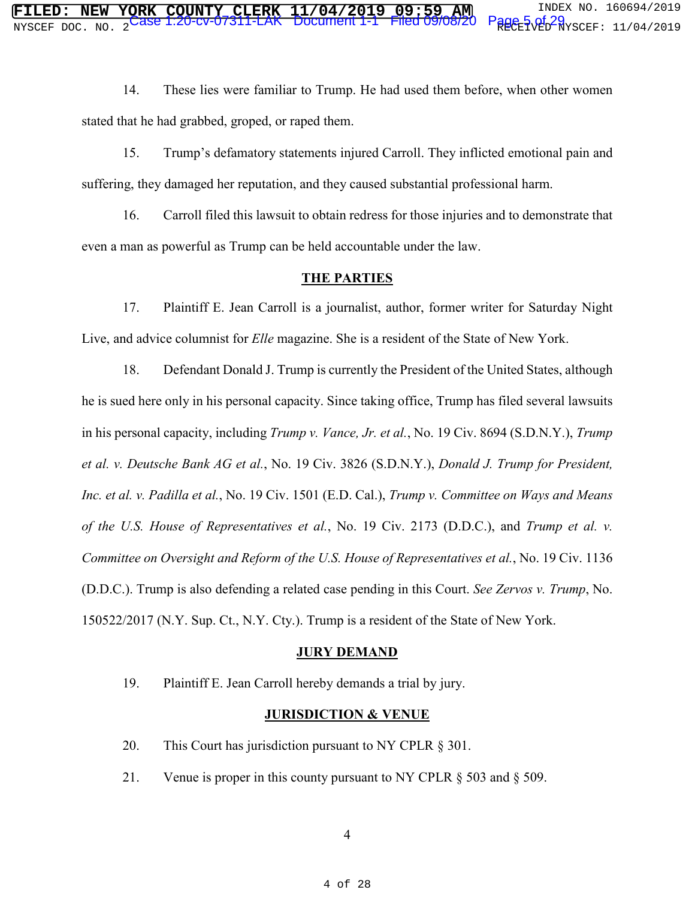14. These lies were familiar to Trump. He had used them before, when other women stated that he had grabbed, groped, or raped them.

15. Trump's defamatory statements injured Carroll. They inflicted emotional pain and suffering, they damaged her reputation, and they caused substantial professional harm.

16. Carroll filed this lawsuit to obtain redress for those injuries and to demonstrate that even a man as powerful as Trump can be held accountable under the law.

## THE PARTIES

17. Plaintiff E. Jean Carroll is a journalist, author, former writer for Saturday Night Live, and advice columnist for *Elle* magazine. She is a resident of the State of New York.

18. Defendant Donald J. Trump is currently the President of the United States, although he is sued here only in his personal capacity. Since taking office, Trump has filed several lawsuits in his personal capacity, including *Trump v. Vance, Jr. et al.*, No. 19 Civ. 8694 (S.D.N.Y.), *Trump et al. v. Deutsche Bank AG et al.*, No. 19 Civ. 3826 (S.D.N.Y.), *Donald J. Trump for President, Inc. et al. v. Padilla et al.*, No. 19 Civ. 1501 (E.D. Cal.), *Trump v. Committee on Ways and Means of the U.S. House of Representatives et al.*, No. 19 Civ. 2173 (D.D.C.), and *Trump et al. v. Committee on Oversight and Reform of the U.S. House of Representatives et al.*, No. 19 Civ. 1136 (D.D.C.). Trump is also defending a related case pending in this Court. *See Zervos v. Trump*, No. 150522/2017 (N.Y. Sup. Ct., N.Y. Cty.). Trump is a resident of the State of New York.

## JURY DEMAND

19. Plaintiff E. Jean Carroll hereby demands a trial by jury.

## JURISDICTION & VENUE

20. This Court has jurisdiction pursuant to NY CPLR § 301.

21. Venue is proper in this county pursuant to NY CPLR § 503 and § 509.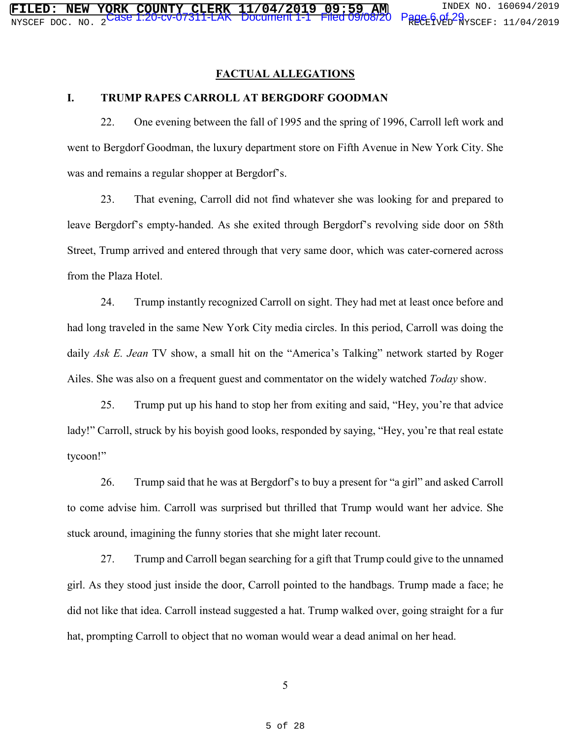## FACTUAL ALLEGATIONS

### I. TRUMP RAPES CARROLL AT BERGDORF GOODMAN

22. One evening between the fall of 1995 and the spring of 1996, Carroll left work and went to Bergdorf Goodman, the luxury department store on Fifth Avenue in New York City. She was and remains a regular shopper at Bergdorf's.

23. That evening, Carroll did not find whatever she was looking for and prepared to leave Bergdorf's empty-handed. As she exited through Bergdorf's revolving side door on 58th Street, Trump arrived and entered through that very same door, which was cater-cornered across from the Plaza Hotel.

24. Trump instantly recognized Carroll on sight. They had met at least once before and had long traveled in the same New York City media circles. In this period, Carroll was doing the daily *Ask E. Jean* TV show, a small hit on the "America's Talking" network started by Roger Ailes. She was also on a frequent guest and commentator on the widely watched *Today* show.

25. Trump put up his hand to stop her from exiting and said, "Hey, you're that advice lady!" Carroll, struck by his boyish good looks, responded by saying, "Hey, you're that real estate tycoon!"

26. Trump said that he was at Bergdorf's to buy a present for "a girl" and asked Carroll to come advise him. Carroll was surprised but thrilled that Trump would want her advice. She stuck around, imagining the funny stories that she might later recount.

27. Trump and Carroll began searching for a gift that Trump could give to the unnamed girl. As they stood just inside the door, Carroll pointed to the handbags. Trump made a face; he did not like that idea. Carroll instead suggested a hat. Trump walked over, going straight for a fur hat, prompting Carroll to object that no woman would wear a dead animal on her head.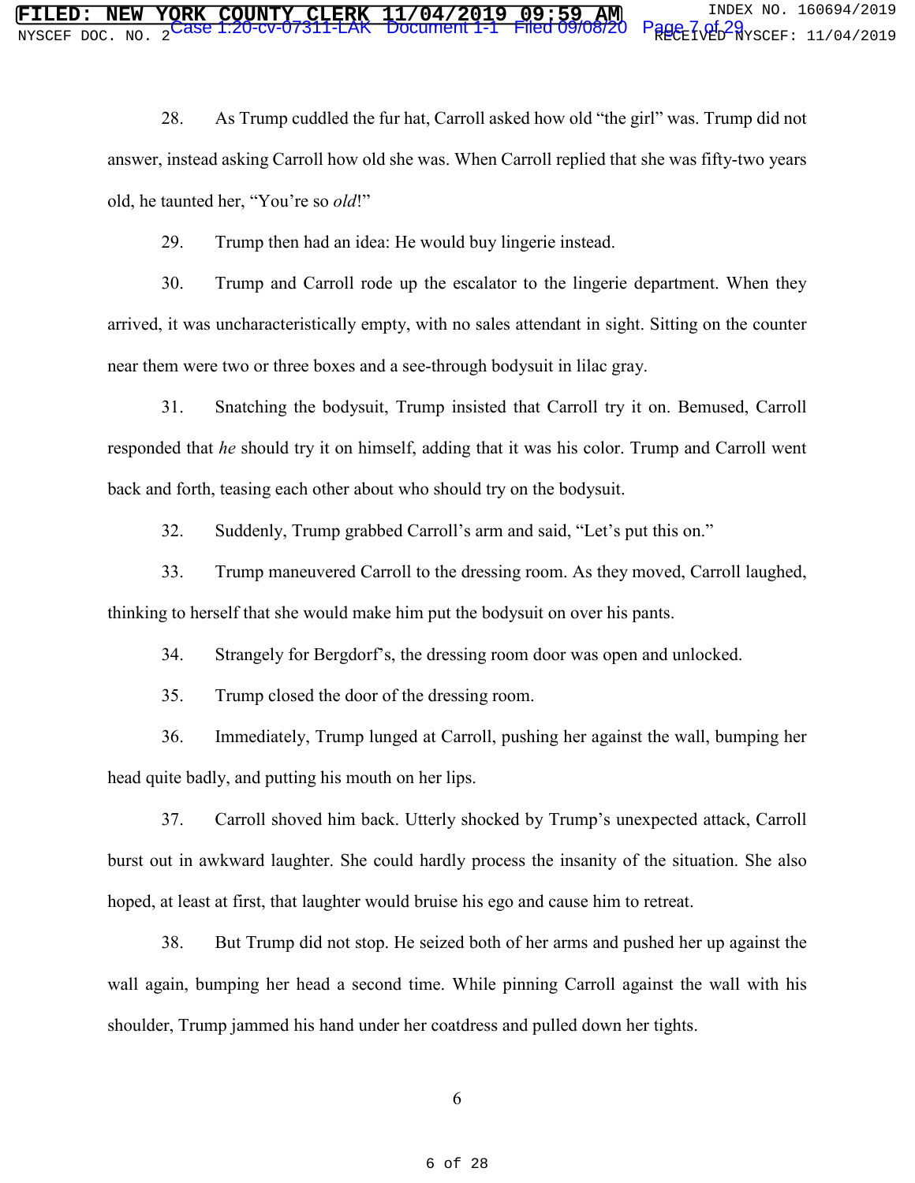28. As Trump cuddled the fur hat, Carroll asked how old "the girl" was. Trump did not answer, instead asking Carroll how old she was. When Carroll replied that she was fifty-two years old, he taunted her, "You're so *old*!"

29. Trump then had an idea: He would buy lingerie instead.

30. Trump and Carroll rode up the escalator to the lingerie department. When they arrived, it was uncharacteristically empty, with no sales attendant in sight. Sitting on the counter near them were two or three boxes and a see-through bodysuit in lilac gray.

31. Snatching the bodysuit, Trump insisted that Carroll try it on. Bemused, Carroll responded that *he* should try it on himself, adding that it was his color. Trump and Carroll went back and forth, teasing each other about who should try on the bodysuit.

32. Suddenly, Trump grabbed Carroll's arm and said, "Let's put this on."

33. Trump maneuvered Carroll to the dressing room. As they moved, Carroll laughed, thinking to herself that she would make him put the bodysuit on over his pants.

34. Strangely for Bergdorf's, the dressing room door was open and unlocked.

35. Trump closed the door of the dressing room.

36. Immediately, Trump lunged at Carroll, pushing her against the wall, bumping her head quite badly, and putting his mouth on her lips.

37. Carroll shoved him back. Utterly shocked by Trump's unexpected attack, Carroll burst out in awkward laughter. She could hardly process the insanity of the situation. She also hoped, at least at first, that laughter would bruise his ego and cause him to retreat.

38. But Trump did not stop. He seized both of her arms and pushed her up against the wall again, bumping her head a second time. While pinning Carroll against the wall with his shoulder, Trump jammed his hand under her coatdress and pulled down her tights.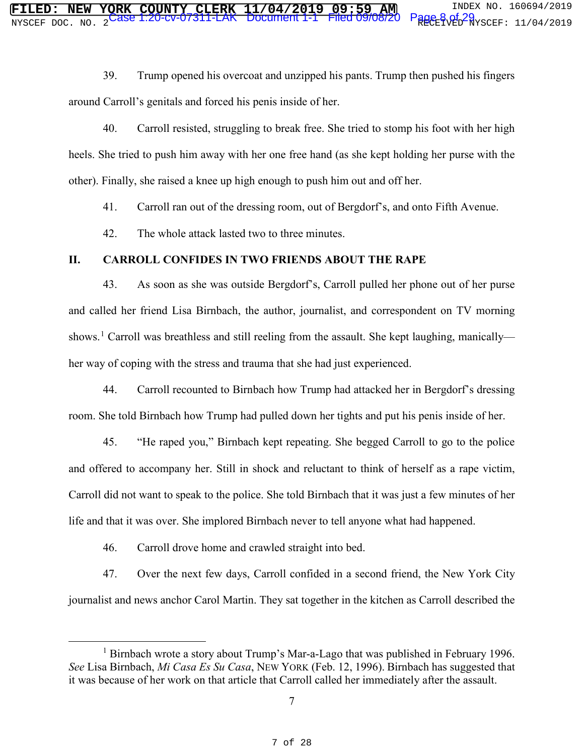39. Trump opened his overcoat and unzipped his pants. Trump then pushed his fingers around Carroll's genitals and forced his penis inside of her.

40. Carroll resisted, struggling to break free. She tried to stomp his foot with her high heels. She tried to push him away with her one free hand (as she kept holding her purse with the other). Finally, she raised a knee up high enough to push him out and off her.

41. Carroll ran out of the dressing room, out of Bergdorf's, and onto Fifth Avenue.

42. The whole attack lasted two to three minutes.

## II. CARROLL CONFIDES IN TWO FRIENDS ABOUT THE RAPE

43. As soon as she was outside Bergdorf's, Carroll pulled her phone out of her purse and called her friend Lisa Birnbach, the author, journalist, and correspondent on TV morning shows.[1] Carroll was breathless and still reeling from the assault. She kept laughing, manically—her way of coping with the stress and trauma that she had just experienced.

44. Carroll recounted to Birnbach how Trump had attacked her in Bergdorf's dressing room. She told Birnbach how Trump had pulled down her tights and put his penis inside of her.

45. "He raped you," Birnbach kept repeating. She begged Carroll to go to the police and offered to accompany her. Still in shock and reluctant to think of herself as a rape victim, Carroll did not want to speak to the police. She told Birnbach that it was just a few minutes of her life and that it was over. She implored Birnbach never to tell anyone what had happened.

46. Carroll drove home and crawled straight into bed.

47. Over the next few days, Carroll confided in a second friend, the New York City journalist and news anchor Carol Martin. They sat together in the kitchen as Carroll described the

[1] Birnbach wrote a story about Trump's Mar-a-Lago that was published in February 1996. *See* Lisa Birnbach, *Mi Casa Es Su Casa*, NEW YORK (Feb. 12, 1996). Birnbach has suggested that it was because of her work on that article that Carroll called her immediately after the assault.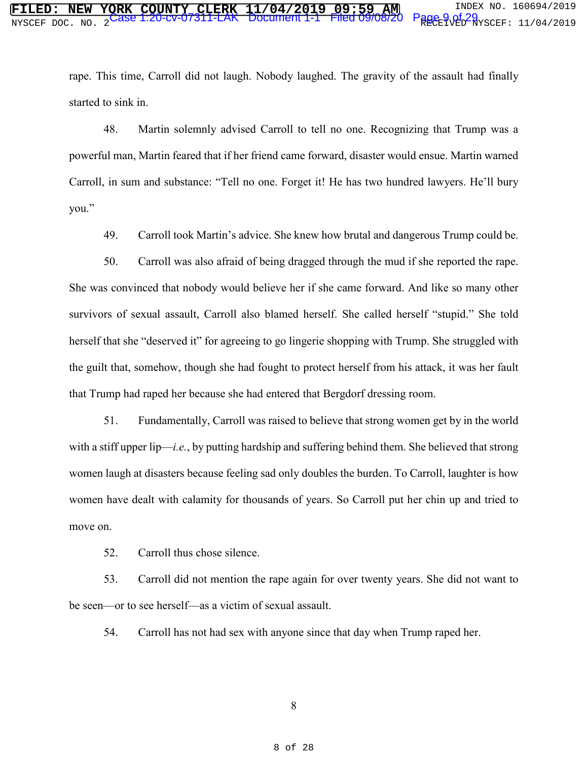rape. This time, Carroll did not laugh. Nobody laughed. The gravity of the assault had finally started to sink in.

48. Martin solemnly advised Carroll to tell no one. Recognizing that Trump was a powerful man, Martin feared that if her friend came forward, disaster would ensue. Martin warned Carroll, in sum and substance: "Tell no one. Forget it! He has two hundred lawyers. He'll bury you."

49. Carroll took Martin's advice. She knew how brutal and dangerous Trump could be.

50. Carroll was also afraid of being dragged through the mud if she reported the rape. She was convinced that nobody would believe her if she came forward. And like so many other survivors of sexual assault, Carroll also blamed herself. She called herself "stupid." She told herself that she "deserved it" for agreeing to go lingerie shopping with Trump. She struggled with the guilt that, somehow, though she had fought to protect herself from his attack, it was her fault that Trump had raped her because she had entered that Bergdorf dressing room.

51. Fundamentally, Carroll was raised to believe that strong women get by in the world with a stiff upper lip—*i.e.*, by putting hardship and suffering behind them. She believed that strong women laugh at disasters because feeling sad only doubles the burden. To Carroll, laughter is how women have dealt with calamity for thousands of years. So Carroll put her chin up and tried to move on.

52. Carroll thus chose silence.

53. Carroll did not mention the rape again for over twenty years. She did not want to be seen—or to see herself—as a victim of sexual assault.

54. Carroll has not had sex with anyone since that day when Trump raped her.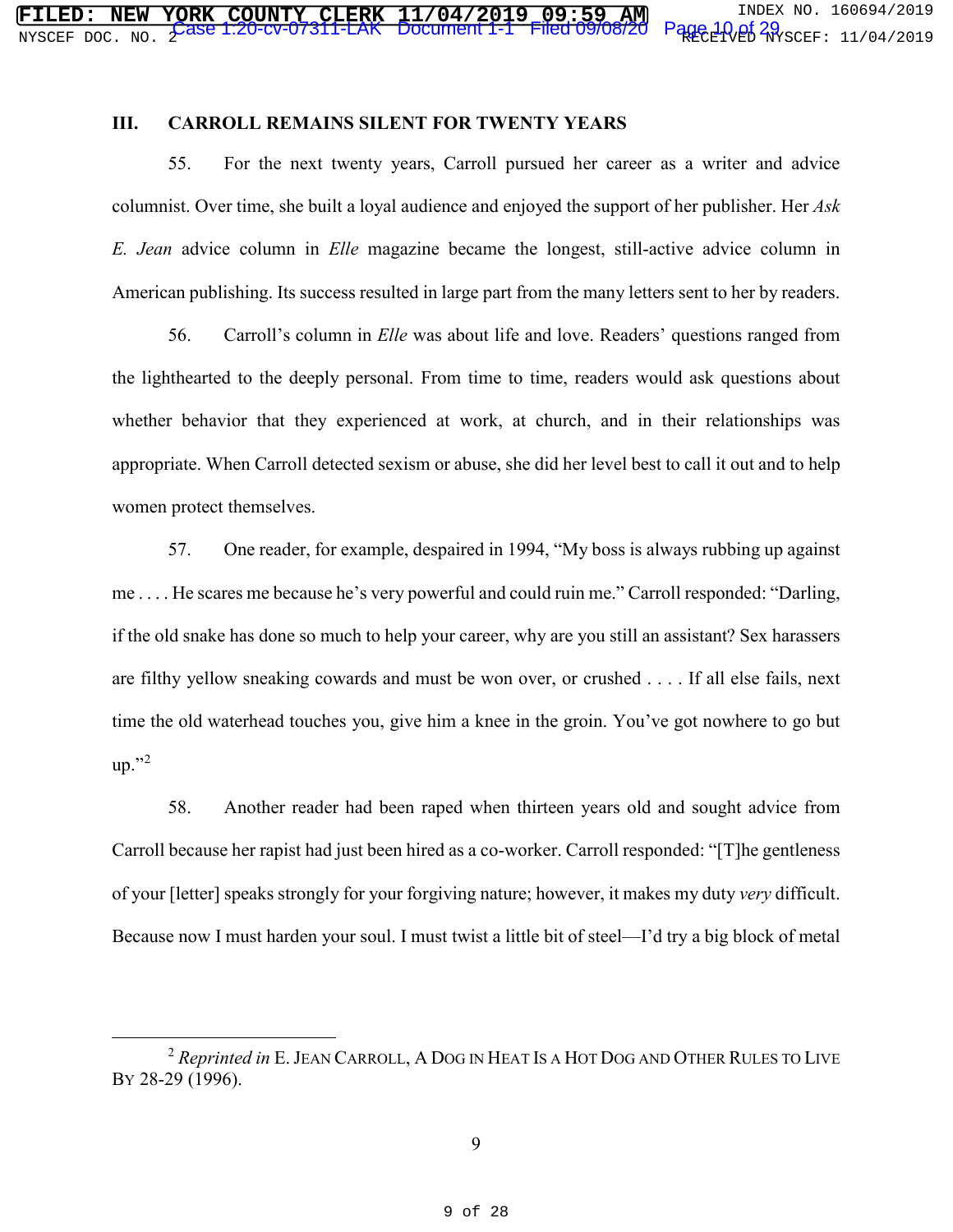### III. CARROLL REMAINS SILENT FOR TWENTY YEARS

55. For the next twenty years, Carroll pursued her career as a writer and advice columnist. Over time, she built a loyal audience and enjoyed the support of her publisher. Her *Ask E. Jean* advice column in *Elle* magazine became the longest, still-active advice column in American publishing. Its success resulted in large part from the many letters sent to her by readers.

56. Carroll's column in *Elle* was about life and love. Readers' questions ranged from the lighthearted to the deeply personal. From time to time, readers would ask questions about whether behavior that they experienced at work, at church, and in their relationships was appropriate. When Carroll detected sexism or abuse, she did her level best to call it out and to help women protect themselves.

57. One reader, for example, despaired in 1994, "My boss is always rubbing up against me . . . . He scares me because he's very powerful and could ruin me." Carroll responded: "Darling, if the old snake has done so much to help your career, why are you still an assistant? Sex harassers are filthy yellow sneaking cowards and must be won over, or crushed . . . . If all else fails, next time the old waterhead touches you, give him a knee in the groin. You've got nowhere to go but up."[2]

58. Another reader had been raped when thirteen years old and sought advice from Carroll because her rapist had just been hired as a co-worker. Carroll responded: "[T]he gentleness of your [letter] speaks strongly for your forgiving nature; however, it makes my duty *very* difficult. Because now I must harden your soul. I must twist a little bit of steel—I'd try a big block of metal

---

[2] *Reprinted in* E. Jean Carroll, A Dog in Heat Is a Hot Dog and Other Rules to Live By 28-29 (1996).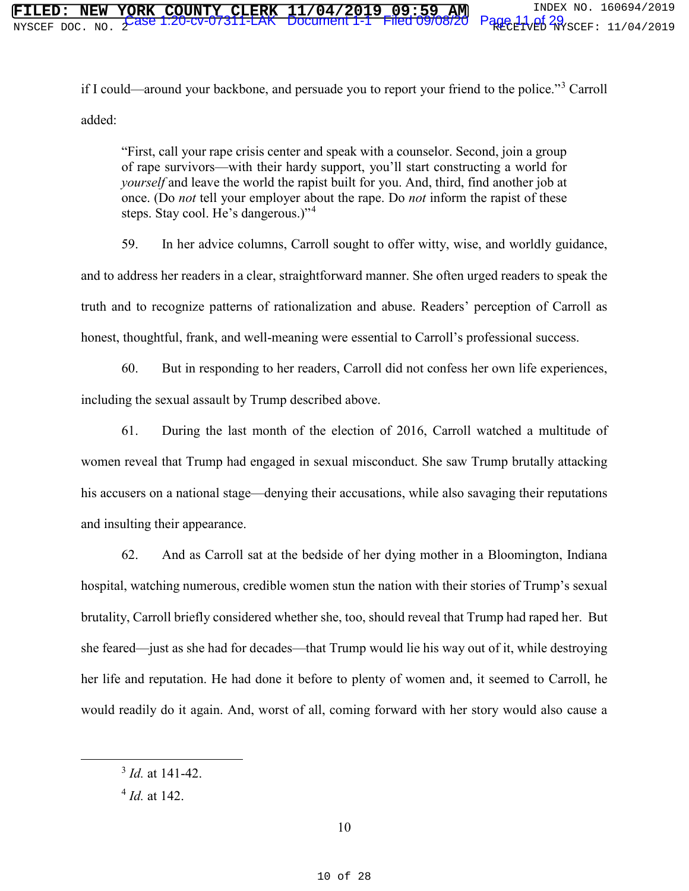if I could—around your backbone, and persuade you to report your friend to the police."[3] Carroll added:

> "First, call your rape crisis center and speak with a counselor. Second, join a group of rape survivors—with their hardy support, you'll start constructing a world for *yourself* and leave the world the rapist built for you. And, third, find another job at once. (Do *not* tell your employer about the rape. Do *not* inform the rapist of these steps. Stay cool. He's dangerous.)"[4]

59. In her advice columns, Carroll sought to offer witty, wise, and worldly guidance, and to address her readers in a clear, straightforward manner. She often urged readers to speak the truth and to recognize patterns of rationalization and abuse. Readers' perception of Carroll as honest, thoughtful, frank, and well-meaning were essential to Carroll's professional success.

60. But in responding to her readers, Carroll did not confess her own life experiences, including the sexual assault by Trump described above.

61. During the last month of the election of 2016, Carroll watched a multitude of women reveal that Trump had engaged in sexual misconduct. She saw Trump brutally attacking his accusers on a national stage—denying their accusations, while also savaging their reputations and insulting their appearance.

62. And as Carroll sat at the bedside of her dying mother in a Bloomington, Indiana hospital, watching numerous, credible women stun the nation with their stories of Trump's sexual brutality, Carroll briefly considered whether she, too, should reveal that Trump had raped her. But she feared—just as she had for decades—that Trump would lie his way out of it, while destroying her life and reputation. He had done it before to plenty of women and, it seemed to Carroll, he would readily do it again. And, worst of all, coming forward with her story would also cause a

---

[3] *Id.* at 141-42.

[4] *Id.* at 142.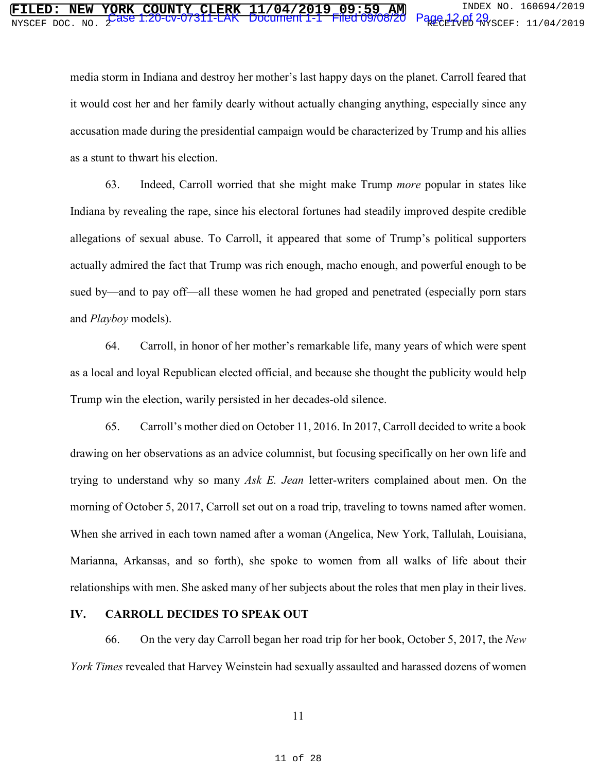media storm in Indiana and destroy her mother's last happy days on the planet. Carroll feared that it would cost her and her family dearly without actually changing anything, especially since any accusation made during the presidential campaign would be characterized by Trump and his allies as a stunt to thwart his election.

63. Indeed, Carroll worried that she might make Trump *more* popular in states like Indiana by revealing the rape, since his electoral fortunes had steadily improved despite credible allegations of sexual abuse. To Carroll, it appeared that some of Trump's political supporters actually admired the fact that Trump was rich enough, macho enough, and powerful enough to be sued by—and to pay off—all these women he had groped and penetrated (especially porn stars and *Playboy* models).

64. Carroll, in honor of her mother's remarkable life, many years of which were spent as a local and loyal Republican elected official, and because she thought the publicity would help Trump win the election, warily persisted in her decades-old silence.

65. Carroll's mother died on October 11, 2016. In 2017, Carroll decided to write a book drawing on her observations as an advice columnist, but focusing specifically on her own life and trying to understand why so many *Ask E. Jean* letter-writers complained about men. On the morning of October 5, 2017, Carroll set out on a road trip, traveling to towns named after women. When she arrived in each town named after a woman (Angelica, New York, Tallulah, Louisiana, Marianna, Arkansas, and so forth), she spoke to women from all walks of life about their relationships with men. She asked many of her subjects about the roles that men play in their lives.

## IV. CARROLL DECIDES TO SPEAK OUT

66. On the very day Carroll began her road trip for her book, October 5, 2017, the *New York Times* revealed that Harvey Weinstein had sexually assaulted and harassed dozens of women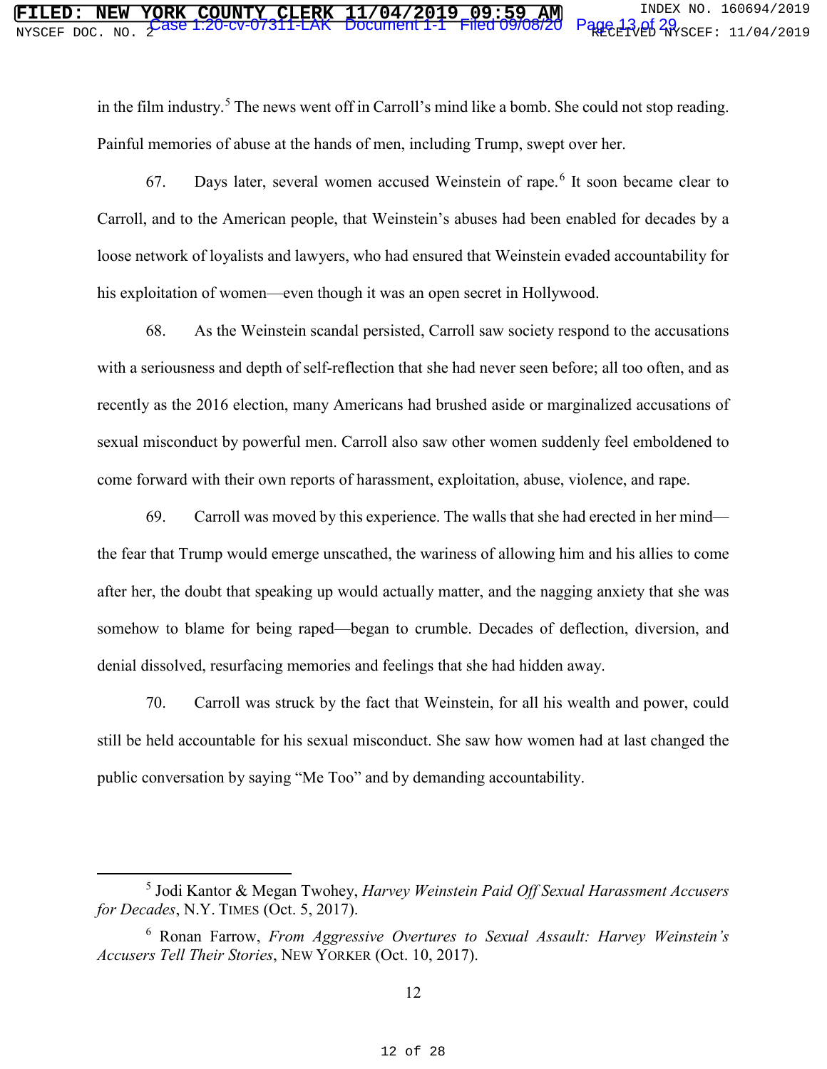in the film industry.[5] The news went off in Carroll's mind like a bomb. She could not stop reading. Painful memories of abuse at the hands of men, including Trump, swept over her.

67. Days later, several women accused Weinstein of rape.[6] It soon became clear to Carroll, and to the American people, that Weinstein's abuses had been enabled for decades by a loose network of loyalists and lawyers, who had ensured that Weinstein evaded accountability for his exploitation of women—even though it was an open secret in Hollywood.

68. As the Weinstein scandal persisted, Carroll saw society respond to the accusations with a seriousness and depth of self-reflection that she had never seen before; all too often, and as recently as the 2016 election, many Americans had brushed aside or marginalized accusations of sexual misconduct by powerful men. Carroll also saw other women suddenly feel emboldened to come forward with their own reports of harassment, exploitation, abuse, violence, and rape.

69. Carroll was moved by this experience. The walls that she had erected in her mind—the fear that Trump would emerge unscathed, the wariness of allowing him and his allies to come after her, the doubt that speaking up would actually matter, and the nagging anxiety that she was somehow to blame for being raped—began to crumble. Decades of deflection, diversion, and denial dissolved, resurfacing memories and feelings that she had hidden away.

70. Carroll was struck by the fact that Weinstein, for all his wealth and power, could still be held accountable for his sexual misconduct. She saw how women had at last changed the public conversation by saying "Me Too" and by demanding accountability.

---

[5] Jodi Kantor & Megan Twohey, *Harvey Weinstein Paid Off Sexual Harassment Accusers for Decades*, N.Y. TIMES (Oct. 5, 2017).

[6] Ronan Farrow, *From Aggressive Overtures to Sexual Assault: Harvey Weinstein's Accusers Tell Their Stories*, NEW YORKER (Oct. 10, 2017).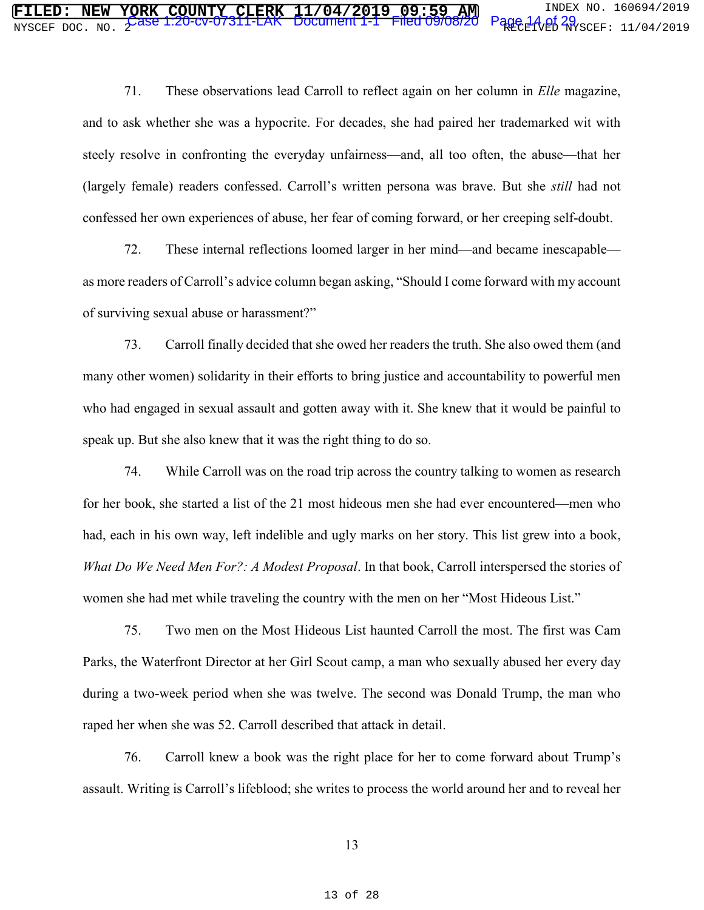71. These observations lead Carroll to reflect again on her column in *Elle* magazine, and to ask whether she was a hypocrite. For decades, she had paired her trademarked wit with steely resolve in confronting the everyday unfairness—and, all too often, the abuse—that her (largely female) readers confessed. Carroll's written persona was brave. But she *still* had not confessed her own experiences of abuse, her fear of coming forward, or her creeping self-doubt.

72. These internal reflections loomed larger in her mind—and became inescapable—as more readers of Carroll's advice column began asking, "Should I come forward with my account of surviving sexual abuse or harassment?"

73. Carroll finally decided that she owed her readers the truth. She also owed them (and many other women) solidarity in their efforts to bring justice and accountability to powerful men who had engaged in sexual assault and gotten away with it. She knew that it would be painful to speak up. But she also knew that it was the right thing to do so.

74. While Carroll was on the road trip across the country talking to women as research for her book, she started a list of the 21 most hideous men she had ever encountered—men who had, each in his own way, left indelible and ugly marks on her story. This list grew into a book, *What Do We Need Men For?: A Modest Proposal*. In that book, Carroll interspersed the stories of women she had met while traveling the country with the men on her "Most Hideous List."

75. Two men on the Most Hideous List haunted Carroll the most. The first was Cam Parks, the Waterfront Director at her Girl Scout camp, a man who sexually abused her every day during a two-week period when she was twelve. The second was Donald Trump, the man who raped her when she was 52. Carroll described that attack in detail.

76. Carroll knew a book was the right place for her to come forward about Trump's assault. Writing is Carroll's lifeblood; she writes to process the world around her and to reveal her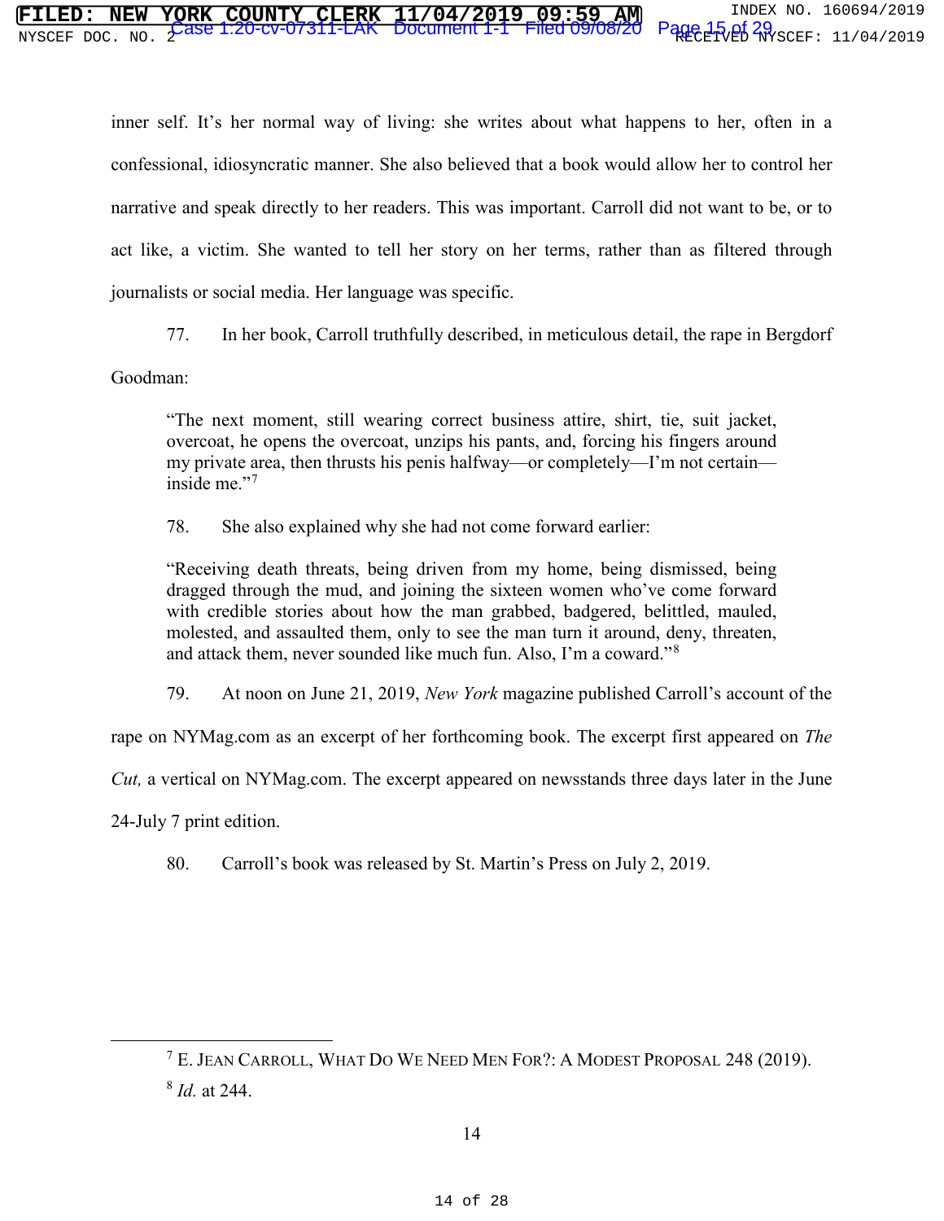inner self. It's her normal way of living: she writes about what happens to her, often in a confessional, idiosyncratic manner. She also believed that a book would allow her to control her narrative and speak directly to her readers. This was important. Carroll did not want to be, or to act like, a victim. She wanted to tell her story on her terms, rather than as filtered through journalists or social media. Her language was specific.

77. In her book, Carroll truthfully described, in meticulous detail, the rape in Bergdorf Goodman:

> "The next moment, still wearing correct business attire, shirt, tie, suit jacket, overcoat, he opens the overcoat, unzips his pants, and, forcing his fingers around my private area, then thrusts his penis halfway—or completely—I'm not certain—inside me."[7]

78. She also explained why she had not come forward earlier:

> "Receiving death threats, being driven from my home, being dismissed, being dragged through the mud, and joining the sixteen women who've come forward with credible stories about how the man grabbed, badgered, belittled, mauled, molested, and assaulted them, only to see the man turn it around, deny, threaten, and attack them, never sounded like much fun. Also, I'm a coward."[8]

79. At noon on June 21, 2019, *New York* magazine published Carroll's account of the rape on NYMag.com as an excerpt of her forthcoming book. The excerpt first appeared on *The Cut,* a vertical on NYMag.com. The excerpt appeared on newsstands three days later in the June 24-July 7 print edition.

80. Carroll's book was released by St. Martin's Press on July 2, 2019.

---

[7] E. JEAN CARROLL, WHAT DO WE NEED MEN FOR?: A MODEST PROPOSAL 248 (2019).

[8] *Id.* at 244.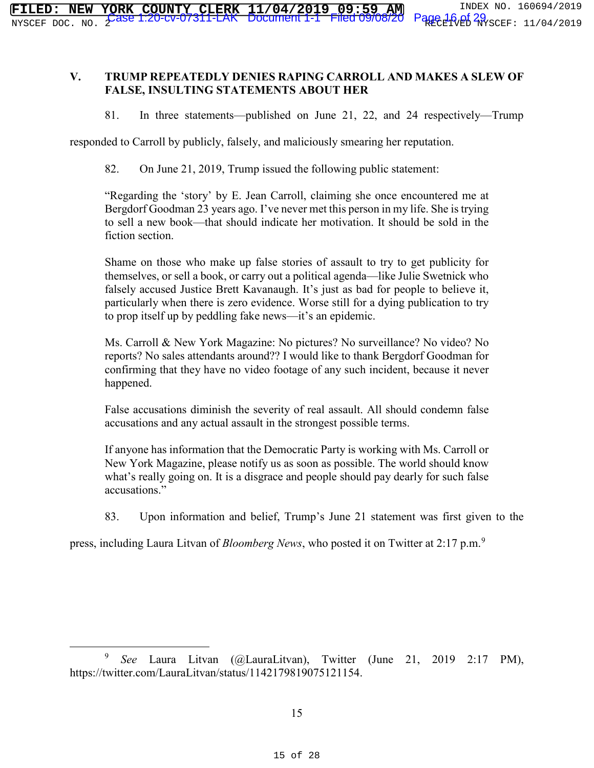## V. TRUMP REPEATEDLY DENIES RAPING CARROLL AND MAKES A SLEW OF FALSE, INSULTING STATEMENTS ABOUT HER

81. In three statements—published on June 21, 22, and 24 respectively—Trump responded to Carroll by publicly, falsely, and maliciously smearing her reputation.

82. On June 21, 2019, Trump issued the following public statement:

> "Regarding the 'story' by E. Jean Carroll, claiming she once encountered me at Bergdorf Goodman 23 years ago. I've never met this person in my life. She is trying to sell a new book—that should indicate her motivation. It should be sold in the fiction section.
>
> Shame on those who make up false stories of assault to try to get publicity for themselves, or sell a book, or carry out a political agenda—like Julie Swetnick who falsely accused Justice Brett Kavanaugh. It's just as bad for people to believe it, particularly when there is zero evidence. Worse still for a dying publication to try to prop itself up by peddling fake news—it's an epidemic.
>
> Ms. Carroll & New York Magazine: No pictures? No surveillance? No video? No reports? No sales attendants around?? I would like to thank Bergdorf Goodman for confirming that they have no video footage of any such incident, because it never happened.
>
> False accusations diminish the severity of real assault. All should condemn false accusations and any actual assault in the strongest possible terms.
>
> If anyone has information that the Democratic Party is working with Ms. Carroll or New York Magazine, please notify us as soon as possible. The world should know what's really going on. It is a disgrace and people should pay dearly for such false accusations."

83. Upon information and belief, Trump's June 21 statement was first given to the press, including Laura Litvan of *Bloomberg News*, who posted it on Twitter at 2:17 p.m.[9]

---

[9] *See* Laura Litvan (@LauraLitvan), Twitter (June 21, 2019 2:17 PM), https://twitter.com/LauraLitvan/status/1142179819075121154.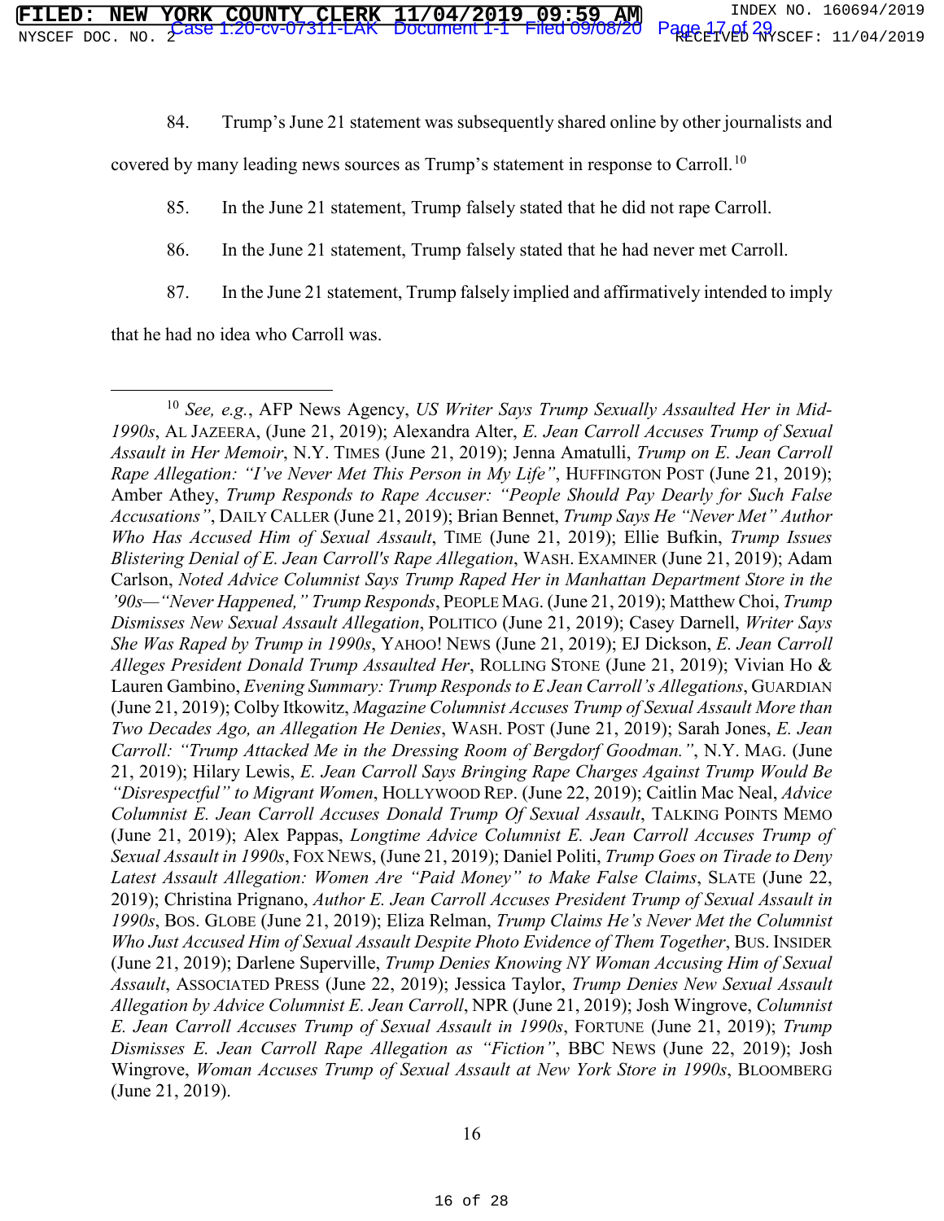84. Trump's June 21 statement was subsequently shared online by other journalists and covered by many leading news sources as Trump's statement in response to Carroll.[10]

85. In the June 21 statement, Trump falsely stated that he did not rape Carroll.

86. In the June 21 statement, Trump falsely stated that he had never met Carroll.

87. In the June 21 statement, Trump falsely implied and affirmatively intended to imply that he had no idea who Carroll was.

---

[10] *See, e.g.*, AFP News Agency, *US Writer Says Trump Sexually Assaulted Her in Mid-1990s*, AL JAZEERA, (June 21, 2019); Alexandra Alter, *E. Jean Carroll Accuses Trump of Sexual Assault in Her Memoir*, N.Y. TIMES (June 21, 2019); Jenna Amatulli, *Trump on E. Jean Carroll Rape Allegation: "I've Never Met This Person in My Life"*, HUFFINGTON POST (June 21, 2019); Amber Athey, *Trump Responds to Rape Accuser: "People Should Pay Dearly for Such False Accusations"*, DAILY CALLER (June 21, 2019); Brian Bennet, *Trump Says He "Never Met" Author Who Has Accused Him of Sexual Assault*, TIME (June 21, 2019); Ellie Bufkin, *Trump Issues Blistering Denial of E. Jean Carroll's Rape Allegation*, WASH. EXAMINER (June 21, 2019); Adam Carlson, *Noted Advice Columnist Says Trump Raped Her in Manhattan Department Store in the '90s—"Never Happened," Trump Responds*, PEOPLE MAG. (June 21, 2019); Matthew Choi, *Trump Dismisses New Sexual Assault Allegation*, POLITICO (June 21, 2019); Casey Darnell, *Writer Says She Was Raped by Trump in 1990s*, YAHOO! NEWS (June 21, 2019); EJ Dickson, *E. Jean Carroll Alleges President Donald Trump Assaulted Her*, ROLLING STONE (June 21, 2019); Vivian Ho & Lauren Gambino, *Evening Summary: Trump Responds to E Jean Carroll's Allegations*, GUARDIAN (June 21, 2019); Colby Itkowitz, *Magazine Columnist Accuses Trump of Sexual Assault More than Two Decades Ago, an Allegation He Denies*, WASH. POST (June 21, 2019); Sarah Jones, *E. Jean Carroll: "Trump Attacked Me in the Dressing Room of Bergdorf Goodman."*, N.Y. MAG. (June 21, 2019); Hilary Lewis, *E. Jean Carroll Says Bringing Rape Charges Against Trump Would Be "Disrespectful" to Migrant Women*, HOLLYWOOD REP. (June 22, 2019); Caitlin Mac Neal, *Advice Columnist E. Jean Carroll Accuses Donald Trump Of Sexual Assault*, TALKING POINTS MEMO (June 21, 2019); Alex Pappas, *Longtime Advice Columnist E. Jean Carroll Accuses Trump of Sexual Assault in 1990s*, FOX NEWS, (June 21, 2019); Daniel Politi, *Trump Goes on Tirade to Deny Latest Assault Allegation: Women Are "Paid Money" to Make False Claims*, SLATE (June 22, 2019); Christina Prignano, *Author E. Jean Carroll Accuses President Trump of Sexual Assault in 1990s*, BOS. GLOBE (June 21, 2019); Eliza Relman, *Trump Claims He's Never Met the Columnist Who Just Accused Him of Sexual Assault Despite Photo Evidence of Them Together*, BUS. INSIDER (June 21, 2019); Darlene Superville, *Trump Denies Knowing NY Woman Accusing Him of Sexual Assault*, ASSOCIATED PRESS (June 22, 2019); Jessica Taylor, *Trump Denies New Sexual Assault Allegation by Advice Columnist E. Jean Carroll*, NPR (June 21, 2019); Josh Wingrove, *Columnist E. Jean Carroll Accuses Trump of Sexual Assault in 1990s*, FORTUNE (June 21, 2019); *Trump Dismisses E. Jean Carroll Rape Allegation as "Fiction"*, BBC NEWS (June 22, 2019); Josh Wingrove, *Woman Accuses Trump of Sexual Assault at New York Store in 1990s*, BLOOMBERG (June 21, 2019).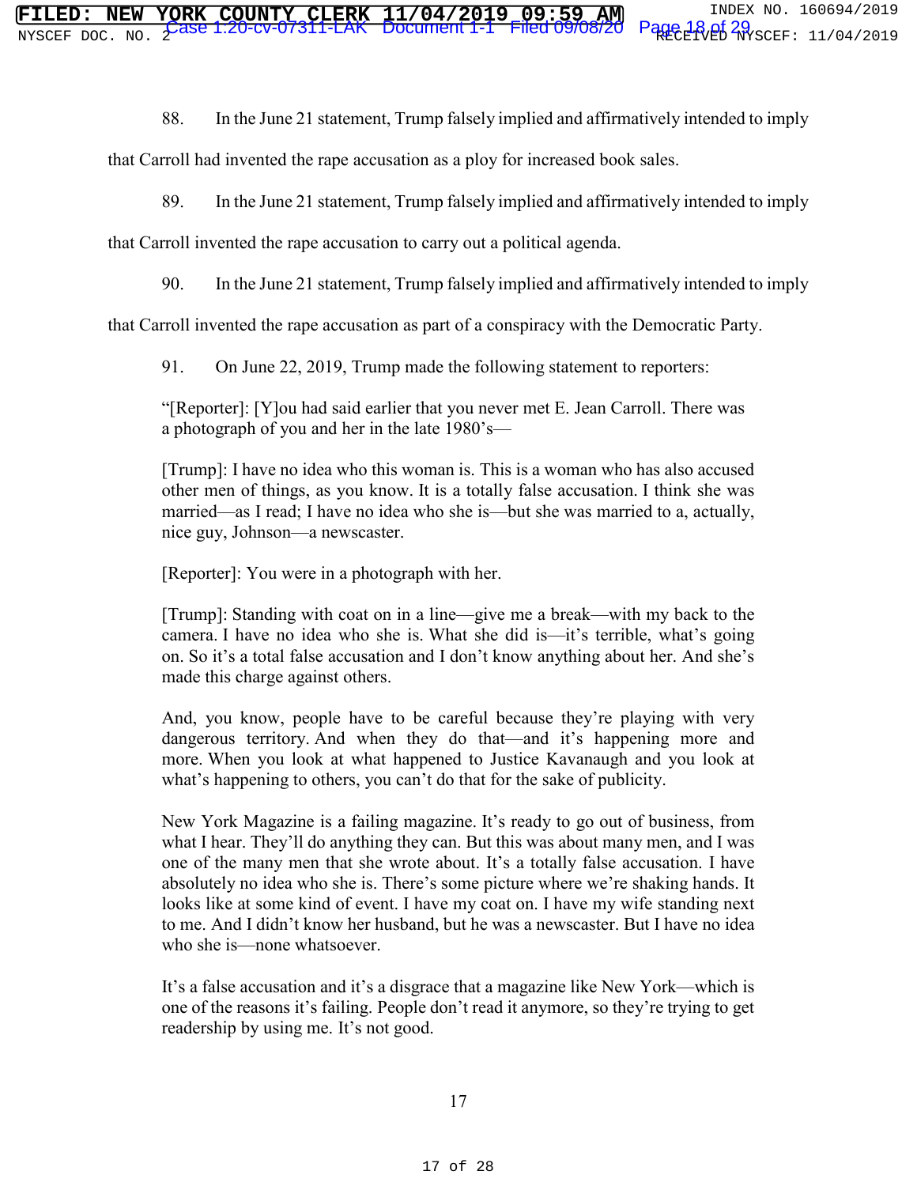88. In the June 21 statement, Trump falsely implied and affirmatively intended to imply that Carroll had invented the rape accusation as a ploy for increased book sales.

89. In the June 21 statement, Trump falsely implied and affirmatively intended to imply that Carroll invented the rape accusation to carry out a political agenda.

90. In the June 21 statement, Trump falsely implied and affirmatively intended to imply that Carroll invented the rape accusation as part of a conspiracy with the Democratic Party.

91. On June 22, 2019, Trump made the following statement to reporters:

> "[Reporter]: [Y]ou had said earlier that you never met E. Jean Carroll. There was a photograph of you and her in the late 1980's—
>
> [Trump]: I have no idea who this woman is. This is a woman who has also accused other men of things, as you know. It is a totally false accusation. I think she was married—as I read; I have no idea who she is—but she was married to a, actually, nice guy, Johnson—a newscaster.
>
> [Reporter]: You were in a photograph with her.
>
> [Trump]: Standing with coat on in a line—give me a break—with my back to the camera. I have no idea who she is. What she did is—it's terrible, what's going on. So it's a total false accusation and I don't know anything about her. And she's made this charge against others.
>
> And, you know, people have to be careful because they're playing with very dangerous territory. And when they do that—and it's happening more and more. When you look at what happened to Justice Kavanaugh and you look at what's happening to others, you can't do that for the sake of publicity.
>
> New York Magazine is a failing magazine. It's ready to go out of business, from what I hear. They'll do anything they can. But this was about many men, and I was one of the many men that she wrote about. It's a totally false accusation. I have absolutely no idea who she is. There's some picture where we're shaking hands. It looks like at some kind of event. I have my coat on. I have my wife standing next to me. And I didn't know her husband, but he was a newscaster. But I have no idea who she is—none whatsoever.
>
> It's a false accusation and it's a disgrace that a magazine like New York—which is one of the reasons it's failing. People don't read it anymore, so they're trying to get readership by using me. It's not good.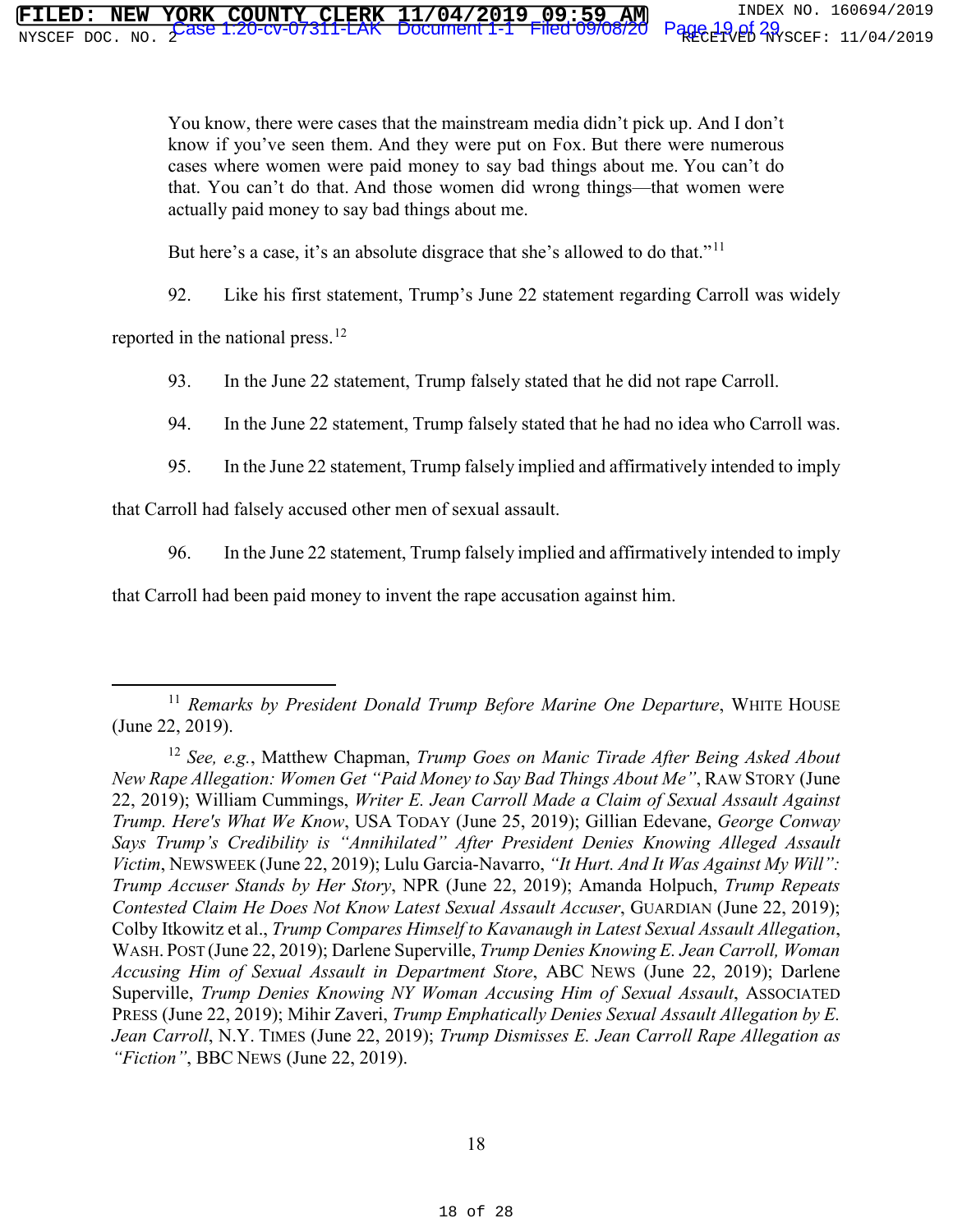> You know, there were cases that the mainstream media didn't pick up. And I don't know if you've seen them. And they were put on Fox. But there were numerous cases where women were paid money to say bad things about me. You can't do that. You can't do that. And those women did wrong things—that women were actually paid money to say bad things about me.
>
> But here's a case, it's an absolute disgrace that she's allowed to do that."[11]

92. Like his first statement, Trump's June 22 statement regarding Carroll was widely reported in the national press.[12]

93. In the June 22 statement, Trump falsely stated that he did not rape Carroll.

94. In the June 22 statement, Trump falsely stated that he had no idea who Carroll was.

95. In the June 22 statement, Trump falsely implied and affirmatively intended to imply that Carroll had falsely accused other men of sexual assault.

96. In the June 22 statement, Trump falsely implied and affirmatively intended to imply that Carroll had been paid money to invent the rape accusation against him.

---

[11] *Remarks by President Donald Trump Before Marine One Departure*, WHITE HOUSE (June 22, 2019).

[12] *See, e.g.*, Matthew Chapman, *Trump Goes on Manic Tirade After Being Asked About New Rape Allegation: Women Get "Paid Money to Say Bad Things About Me"*, RAW STORY (June 22, 2019); William Cummings, *Writer E. Jean Carroll Made a Claim of Sexual Assault Against Trump. Here's What We Know*, USA TODAY (June 25, 2019); Gillian Edevane, *George Conway Says Trump's Credibility is "Annihilated" After President Denies Knowing Alleged Assault Victim*, NEWSWEEK (June 22, 2019); Lulu Garcia-Navarro, *"It Hurt. And It Was Against My Will": Trump Accuser Stands by Her Story*, NPR (June 22, 2019); Amanda Holpuch, *Trump Repeats Contested Claim He Does Not Know Latest Sexual Assault Accuser*, GUARDIAN (June 22, 2019); Colby Itkowitz et al., *Trump Compares Himself to Kavanaugh in Latest Sexual Assault Allegation*, WASH. POST (June 22, 2019); Darlene Superville, *Trump Denies Knowing E. Jean Carroll, Woman Accusing Him of Sexual Assault in Department Store*, ABC NEWS (June 22, 2019); Darlene Superville, *Trump Denies Knowing NY Woman Accusing Him of Sexual Assault*, ASSOCIATED PRESS (June 22, 2019); Mihir Zaveri, *Trump Emphatically Denies Sexual Assault Allegation by E. Jean Carroll*, N.Y. TIMES (June 22, 2019); *Trump Dismisses E. Jean Carroll Rape Allegation as "Fiction"*, BBC NEWS (June 22, 2019).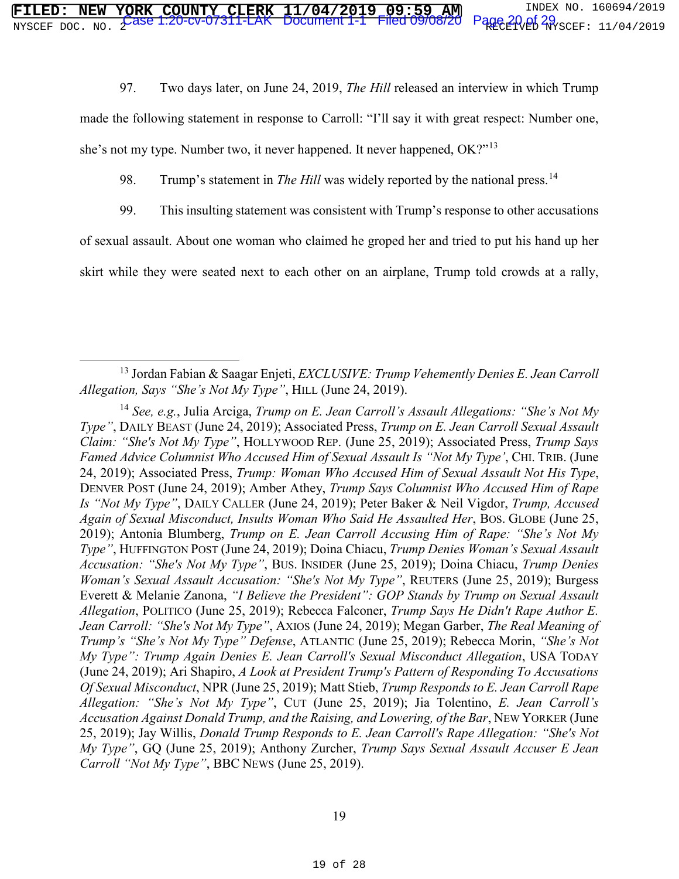97. Two days later, on June 24, 2019, *The Hill* released an interview in which Trump made the following statement in response to Carroll: "I'll say it with great respect: Number one, she's not my type. Number two, it never happened. It never happened, OK?"[13]

98. Trump's statement in *The Hill* was widely reported by the national press.[14]

99. This insulting statement was consistent with Trump's response to other accusations of sexual assault. About one woman who claimed he groped her and tried to put his hand up her skirt while they were seated next to each other on an airplane, Trump told crowds at a rally,

---

[13] Jordan Fabian & Saagar Enjeti, *EXCLUSIVE: Trump Vehemently Denies E. Jean Carroll Allegation, Says "She's Not My Type"*, HILL (June 24, 2019).

[14] *See, e.g.*, Julia Arciga, *Trump on E. Jean Carroll's Assault Allegations: "She's Not My Type"*, DAILY BEAST (June 24, 2019); Associated Press, *Trump on E. Jean Carroll Sexual Assault Claim: "She's Not My Type"*, HOLLYWOOD REP. (June 25, 2019); Associated Press, *Trump Says Famed Advice Columnist Who Accused Him of Sexual Assault Is "Not My Type'*, CHI. TRIB. (June 24, 2019); Associated Press, *Trump: Woman Who Accused Him of Sexual Assault Not His Type*, DENVER POST (June 24, 2019); Amber Athey, *Trump Says Columnist Who Accused Him of Rape Is "Not My Type"*, DAILY CALLER (June 24, 2019); Peter Baker & Neil Vigdor, *Trump, Accused Again of Sexual Misconduct, Insults Woman Who Said He Assaulted Her*, BOS. GLOBE (June 25, 2019); Antonia Blumberg, *Trump on E. Jean Carroll Accusing Him of Rape: "She's Not My Type"*, HUFFINGTON POST (June 24, 2019); Doina Chiacu, *Trump Denies Woman's Sexual Assault Accusation: "She's Not My Type"*, BUS. INSIDER (June 25, 2019); Doina Chiacu, *Trump Denies Woman's Sexual Assault Accusation: "She's Not My Type"*, REUTERS (June 25, 2019); Burgess Everett & Melanie Zanona, *"I Believe the President": GOP Stands by Trump on Sexual Assault Allegation*, POLITICO (June 25, 2019); Rebecca Falconer, *Trump Says He Didn't Rape Author E. Jean Carroll: "She's Not My Type"*, AXIOS (June 24, 2019); Megan Garber, *The Real Meaning of Trump's "She's Not My Type" Defense*, ATLANTIC (June 25, 2019); Rebecca Morin, *"She's Not My Type": Trump Again Denies E. Jean Carroll's Sexual Misconduct Allegation*, USA TODAY (June 24, 2019); Ari Shapiro, *A Look at President Trump's Pattern of Responding To Accusations Of Sexual Misconduct*, NPR (June 25, 2019); Matt Stieb, *Trump Responds to E. Jean Carroll Rape Allegation: "She's Not My Type"*, CUT (June 25, 2019); Jia Tolentino, *E. Jean Carroll's Accusation Against Donald Trump, and the Raising, and Lowering, of the Bar*, NEW YORKER (June 25, 2019); Jay Willis, *Donald Trump Responds to E. Jean Carroll's Rape Allegation: "She's Not My Type"*, GQ (June 25, 2019); Anthony Zurcher, *Trump Says Sexual Assault Accuser E Jean Carroll "Not My Type"*, BBC NEWS (June 25, 2019).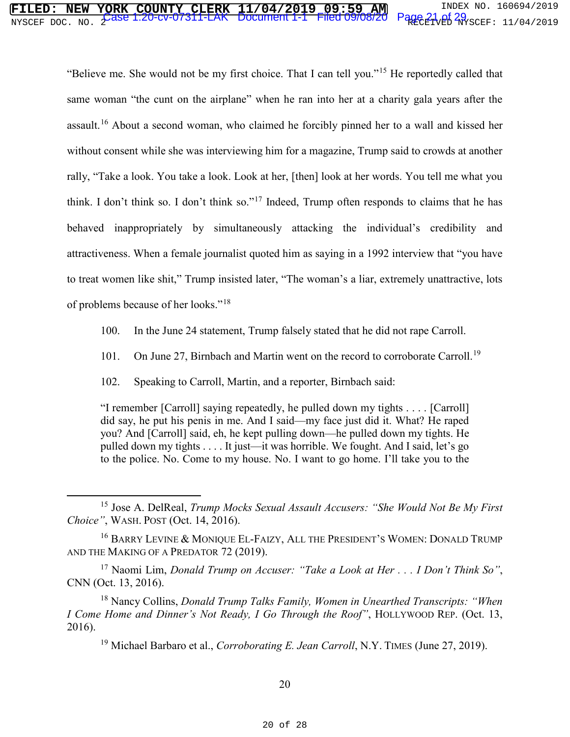"Believe me. She would not be my first choice. That I can tell you."[15] He reportedly called that same woman "the cunt on the airplane" when he ran into her at a charity gala years after the assault.[16] About a second woman, who claimed he forcibly pinned her to a wall and kissed her without consent while she was interviewing him for a magazine, Trump said to crowds at another rally, "Take a look. You take a look. Look at her, [then] look at her words. You tell me what you think. I don't think so. I don't think so."[17] Indeed, Trump often responds to claims that he has behaved inappropriately by simultaneously attacking the individual's credibility and attractiveness. When a female journalist quoted him as saying in a 1992 interview that "you have to treat women like shit," Trump insisted later, "The woman's a liar, extremely unattractive, lots of problems because of her looks."[18]

100. In the June 24 statement, Trump falsely stated that he did not rape Carroll.

101. On June 27, Birnbach and Martin went on the record to corroborate Carroll.[19]

102. Speaking to Carroll, Martin, and a reporter, Birnbach said:

> "I remember [Carroll] saying repeatedly, he pulled down my tights . . . . [Carroll] did say, he put his penis in me. And I said—my face just did it. What? He raped you? And [Carroll] said, eh, he kept pulling down—he pulled down my tights. He pulled down my tights . . . . It just—it was horrible. We fought. And I said, let's go to the police. No. Come to my house. No. I want to go home. I'll take you to the

---

[15] Jose A. DelReal, *Trump Mocks Sexual Assault Accusers: "She Would Not Be My First Choice"*, WASH. POST (Oct. 14, 2016).

[16] BARRY LEVINE & MONIQUE EL-FAIZY, ALL THE PRESIDENT'S WOMEN: DONALD TRUMP AND THE MAKING OF A PREDATOR 72 (2019).

[17] Naomi Lim, *Donald Trump on Accuser: "Take a Look at Her . . . I Don't Think So"*, CNN (Oct. 13, 2016).

[18] Nancy Collins, *Donald Trump Talks Family, Women in Unearthed Transcripts: "When I Come Home and Dinner's Not Ready, I Go Through the Roof"*, HOLLYWOOD REP. (Oct. 13, 2016).

[19] Michael Barbaro et al., *Corroborating E. Jean Carroll*, N.Y. TIMES (June 27, 2019).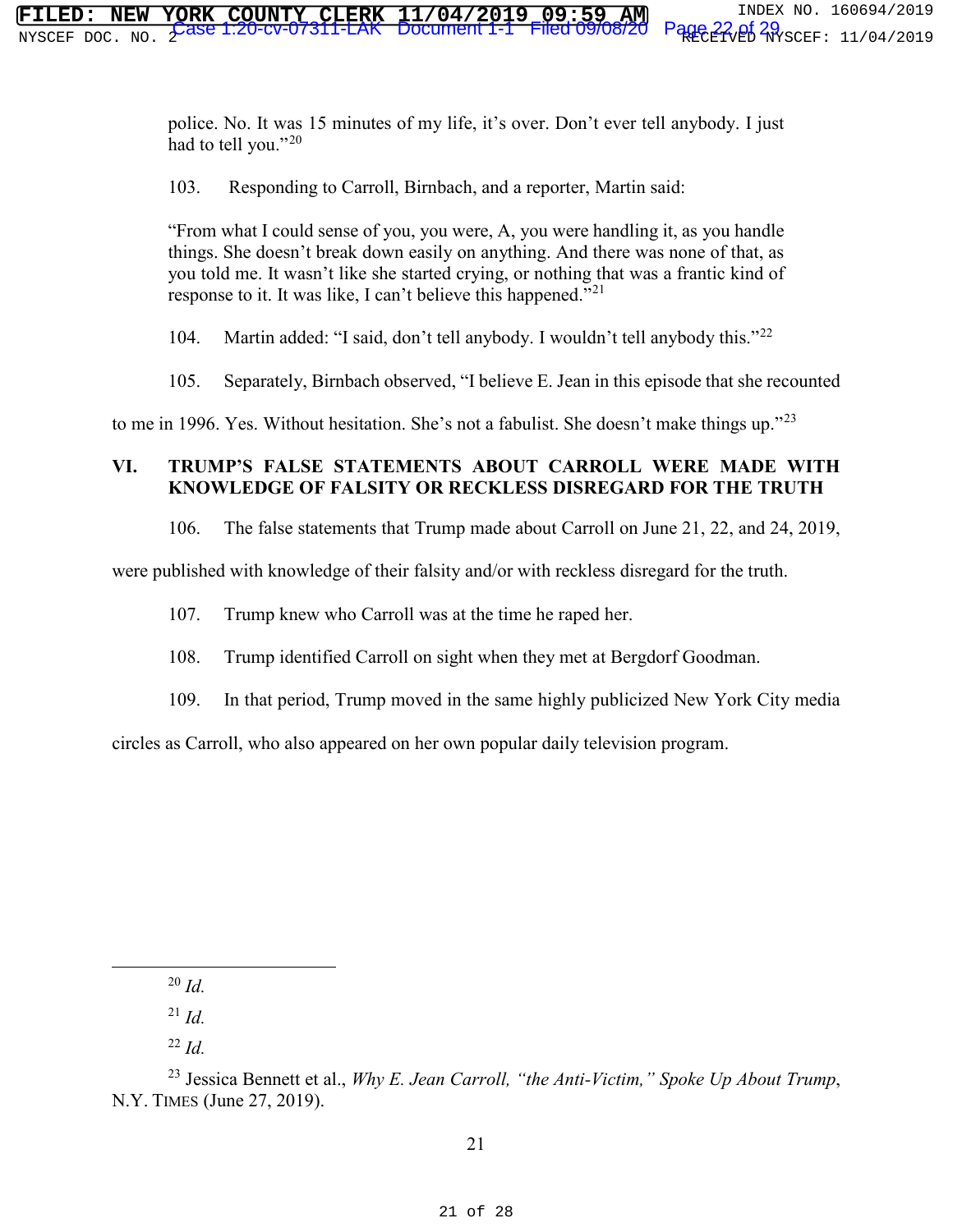police. No. It was 15 minutes of my life, it's over. Don't ever tell anybody. I just had to tell you."[20]

103. Responding to Carroll, Birnbach, and a reporter, Martin said:

"From what I could sense of you, you were, A, you were handling it, as you handle things. She doesn't break down easily on anything. And there was none of that, as you told me. It wasn't like she started crying, or nothing that was a frantic kind of response to it. It was like, I can't believe this happened."[21]

104. Martin added: "I said, don't tell anybody. I wouldn't tell anybody this."[22]

105. Separately, Birnbach observed, "I believe E. Jean in this episode that she recounted to me in 1996. Yes. Without hesitation. She's not a fabulist. She doesn't make things up."[23]

## VI. TRUMP'S FALSE STATEMENTS ABOUT CARROLL WERE MADE WITH KNOWLEDGE OF FALSITY OR RECKLESS DISREGARD FOR THE TRUTH

106. The false statements that Trump made about Carroll on June 21, 22, and 24, 2019, were published with knowledge of their falsity and/or with reckless disregard for the truth.

107. Trump knew who Carroll was at the time he raped her.

108. Trump identified Carroll on sight when they met at Bergdorf Goodman.

109. In that period, Trump moved in the same highly publicized New York City media circles as Carroll, who also appeared on her own popular daily television program.

---

[20] *Id.*

[21] *Id.*

[22] *Id.*

[23] Jessica Bennett et al., *Why E. Jean Carroll, "the Anti-Victim," Spoke Up About Trump*, N.Y. TIMES (June 27, 2019).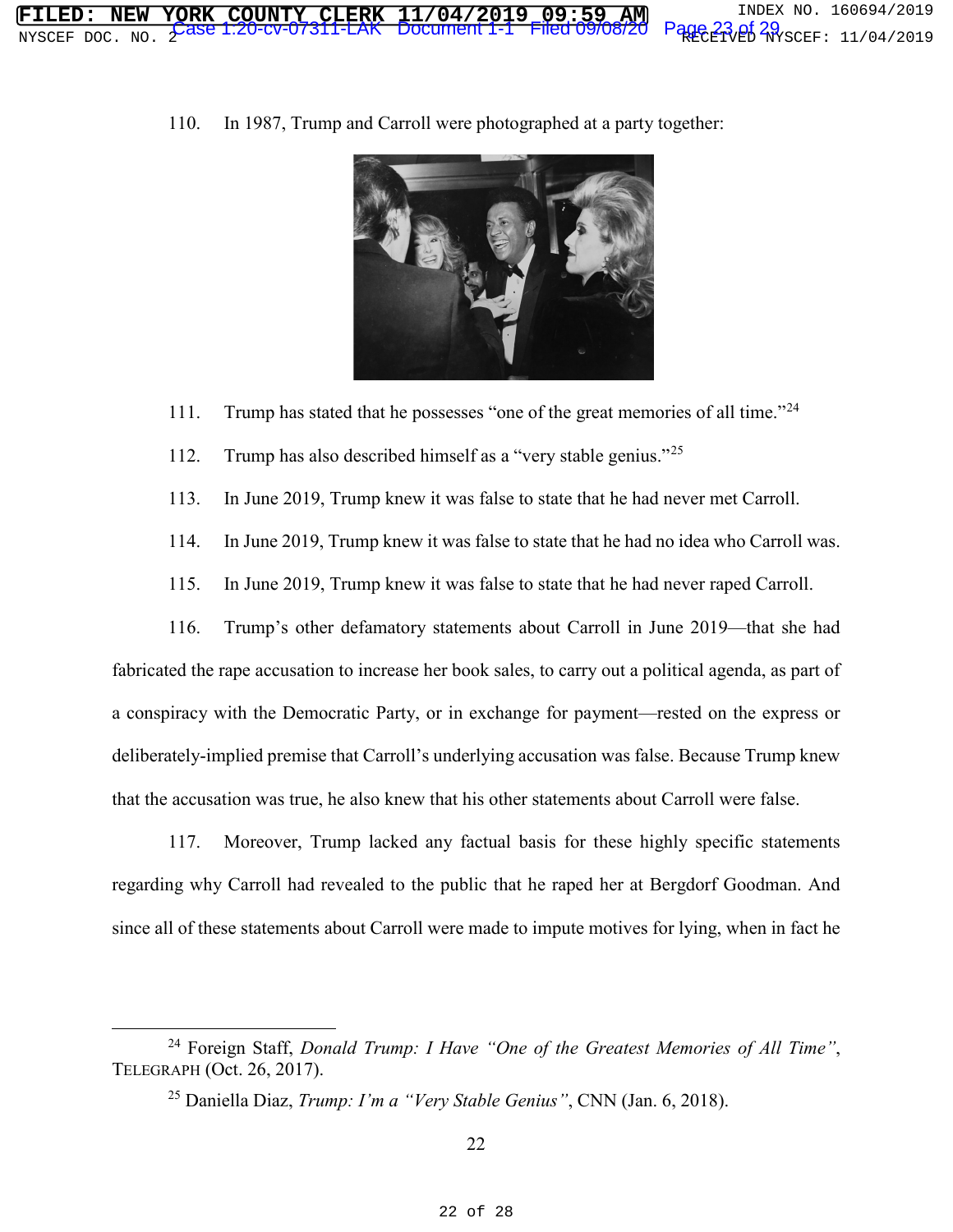110. In 1987, Trump and Carroll were photographed at a party together:

111. Trump has stated that he possesses "one of the great memories of all time."[24]

112. Trump has also described himself as a "very stable genius."[25]

113. In June 2019, Trump knew it was false to state that he had never met Carroll.

114. In June 2019, Trump knew it was false to state that he had no idea who Carroll was.

115. In June 2019, Trump knew it was false to state that he had never raped Carroll.

116. Trump's other defamatory statements about Carroll in June 2019—that she had fabricated the rape accusation to increase her book sales, to carry out a political agenda, as part of a conspiracy with the Democratic Party, or in exchange for payment—rested on the express or deliberately-implied premise that Carroll's underlying accusation was false. Because Trump knew that the accusation was true, he also knew that his other statements about Carroll were false.

117. Moreover, Trump lacked any factual basis for these highly specific statements regarding why Carroll had revealed to the public that he raped her at Bergdorf Goodman. And since all of these statements about Carroll were made to impute motives for lying, when in fact he

---

[24] Foreign Staff, *Donald Trump: I Have "One of the Greatest Memories of All Time"*, TELEGRAPH (Oct. 26, 2017).

[25] Daniella Diaz, *Trump: I'm a "Very Stable Genius"*, CNN (Jan. 6, 2018).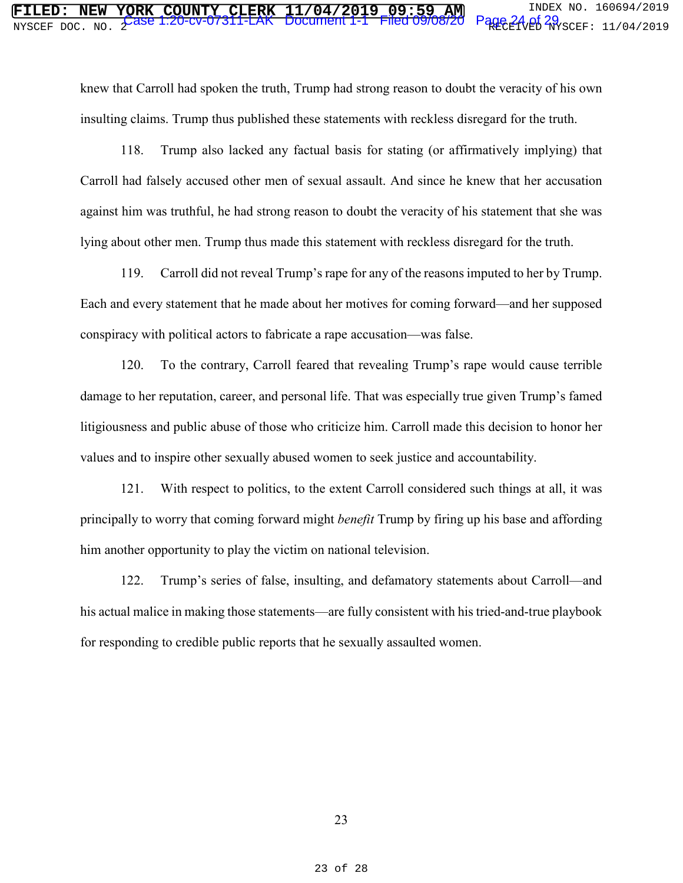knew that Carroll had spoken the truth, Trump had strong reason to doubt the veracity of his own insulting claims. Trump thus published these statements with reckless disregard for the truth.

118. Trump also lacked any factual basis for stating (or affirmatively implying) that Carroll had falsely accused other men of sexual assault. And since he knew that her accusation against him was truthful, he had strong reason to doubt the veracity of his statement that she was lying about other men. Trump thus made this statement with reckless disregard for the truth.

119. Carroll did not reveal Trump's rape for any of the reasons imputed to her by Trump. Each and every statement that he made about her motives for coming forward—and her supposed conspiracy with political actors to fabricate a rape accusation—was false.

120. To the contrary, Carroll feared that revealing Trump's rape would cause terrible damage to her reputation, career, and personal life. That was especially true given Trump's famed litigiousness and public abuse of those who criticize him. Carroll made this decision to honor her values and to inspire other sexually abused women to seek justice and accountability.

121. With respect to politics, to the extent Carroll considered such things at all, it was principally to worry that coming forward might *benefit* Trump by firing up his base and affording him another opportunity to play the victim on national television.

122. Trump's series of false, insulting, and defamatory statements about Carroll—and his actual malice in making those statements—are fully consistent with his tried-and-true playbook for responding to credible public reports that he sexually assaulted women.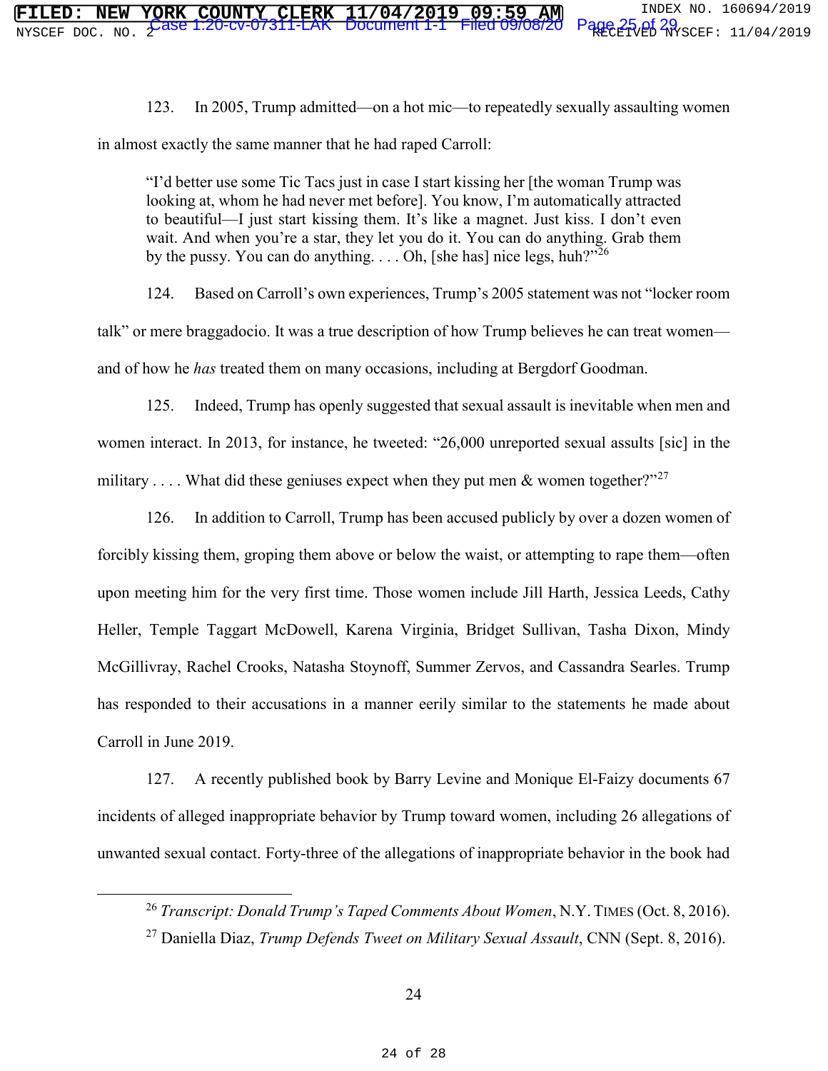123. In 2005, Trump admitted—on a hot mic—to repeatedly sexually assaulting women in almost exactly the same manner that he had raped Carroll:

> "I'd better use some Tic Tacs just in case I start kissing her [the woman Trump was looking at, whom he had never met before]. You know, I'm automatically attracted to beautiful—I just start kissing them. It's like a magnet. Just kiss. I don't even wait. And when you're a star, they let you do it. You can do anything. Grab them by the pussy. You can do anything. . . . Oh, [she has] nice legs, huh?"[26]

124. Based on Carroll's own experiences, Trump's 2005 statement was not "locker room talk" or mere braggadocio. It was a true description of how Trump believes he can treat women—and of how he *has* treated them on many occasions, including at Bergdorf Goodman.

125. Indeed, Trump has openly suggested that sexual assault is inevitable when men and women interact. In 2013, for instance, he tweeted: "26,000 unreported sexual assults [sic] in the military . . . . What did these geniuses expect when they put men & women together?"[27]

126. In addition to Carroll, Trump has been accused publicly by over a dozen women of forcibly kissing them, groping them above or below the waist, or attempting to rape them—often upon meeting him for the very first time. Those women include Jill Harth, Jessica Leeds, Cathy Heller, Temple Taggart McDowell, Karena Virginia, Bridget Sullivan, Tasha Dixon, Mindy McGillivray, Rachel Crooks, Natasha Stoynoff, Summer Zervos, and Cassandra Searles. Trump has responded to their accusations in a manner eerily similar to the statements he made about Carroll in June 2019.

127. A recently published book by Barry Levine and Monique El-Faizy documents 67 incidents of alleged inappropriate behavior by Trump toward women, including 26 allegations of unwanted sexual contact. Forty-three of the allegations of inappropriate behavior in the book had

---

[26] *Transcript: Donald Trump's Taped Comments About Women*, N.Y. TIMES (Oct. 8, 2016).

[27] Daniella Diaz, *Trump Defends Tweet on Military Sexual Assault*, CNN (Sept. 8, 2016).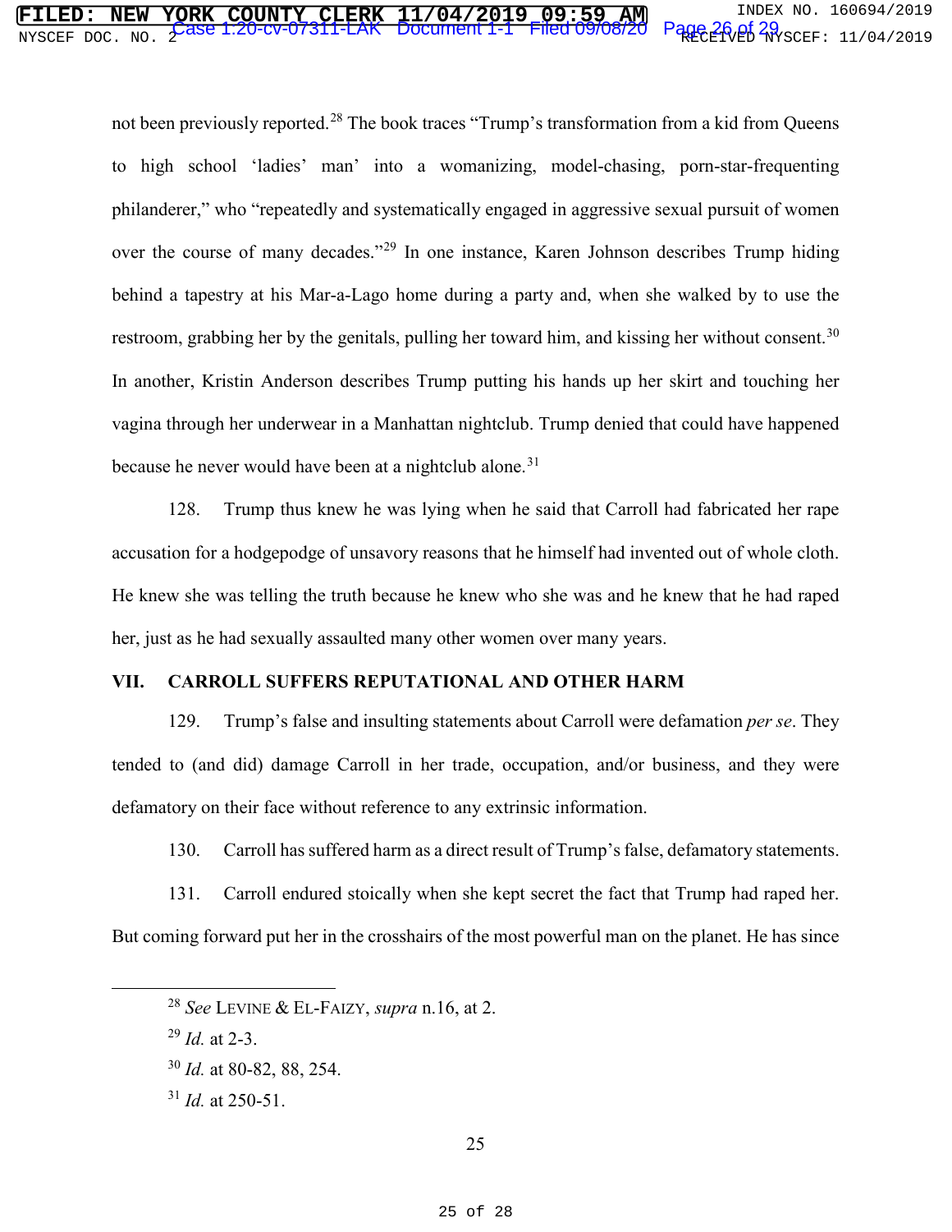not been previously reported.[28] The book traces "Trump's transformation from a kid from Queens to high school 'ladies' man' into a womanizing, model-chasing, porn-star-frequenting philanderer," who "repeatedly and systematically engaged in aggressive sexual pursuit of women over the course of many decades."[29] In one instance, Karen Johnson describes Trump hiding behind a tapestry at his Mar-a-Lago home during a party and, when she walked by to use the restroom, grabbing her by the genitals, pulling her toward him, and kissing her without consent.[30] In another, Kristin Anderson describes Trump putting his hands up her skirt and touching her vagina through her underwear in a Manhattan nightclub. Trump denied that could have happened because he never would have been at a nightclub alone.[31]

128. Trump thus knew he was lying when he said that Carroll had fabricated her rape accusation for a hodgepodge of unsavory reasons that he himself had invented out of whole cloth. He knew she was telling the truth because he knew who she was and he knew that he had raped her, just as he had sexually assaulted many other women over many years.

## VII. CARROLL SUFFERS REPUTATIONAL AND OTHER HARM

129. Trump's false and insulting statements about Carroll were defamation *per se*. They tended to (and did) damage Carroll in her trade, occupation, and/or business, and they were defamatory on their face without reference to any extrinsic information.

130. Carroll has suffered harm as a direct result of Trump's false, defamatory statements.

131. Carroll endured stoically when she kept secret the fact that Trump had raped her. But coming forward put her in the crosshairs of the most powerful man on the planet. He has since

---

[28] *See* LEVINE & EL-FAIZY, *supra* n.16, at 2.

[29] *Id.* at 2-3.

[30] *Id.* at 80-82, 88, 254.

[31] *Id.* at 250-51.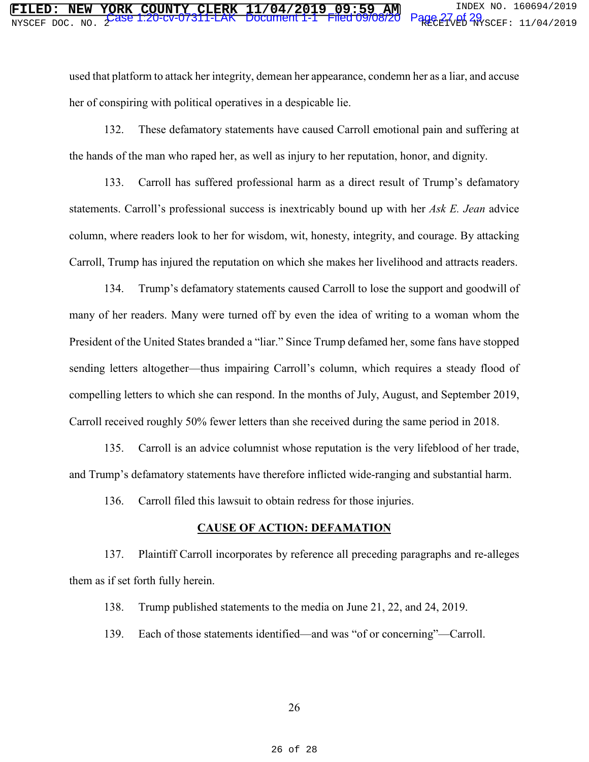used that platform to attack her integrity, demean her appearance, condemn her as a liar, and accuse her of conspiring with political operatives in a despicable lie.

132. These defamatory statements have caused Carroll emotional pain and suffering at the hands of the man who raped her, as well as injury to her reputation, honor, and dignity.

133. Carroll has suffered professional harm as a direct result of Trump's defamatory statements. Carroll's professional success is inextricably bound up with her *Ask E. Jean* advice column, where readers look to her for wisdom, wit, honesty, integrity, and courage. By attacking Carroll, Trump has injured the reputation on which she makes her livelihood and attracts readers.

134. Trump's defamatory statements caused Carroll to lose the support and goodwill of many of her readers. Many were turned off by even the idea of writing to a woman whom the President of the United States branded a "liar." Since Trump defamed her, some fans have stopped sending letters altogether—thus impairing Carroll's column, which requires a steady flood of compelling letters to which she can respond. In the months of July, August, and September 2019, Carroll received roughly 50% fewer letters than she received during the same period in 2018.

135. Carroll is an advice columnist whose reputation is the very lifeblood of her trade, and Trump's defamatory statements have therefore inflicted wide-ranging and substantial harm.

136. Carroll filed this lawsuit to obtain redress for those injuries.

## CAUSE OF ACTION: DEFAMATION

137. Plaintiff Carroll incorporates by reference all preceding paragraphs and re-alleges them as if set forth fully herein.

138. Trump published statements to the media on June 21, 22, and 24, 2019.

139. Each of those statements identified—and was "of or concerning"—Carroll.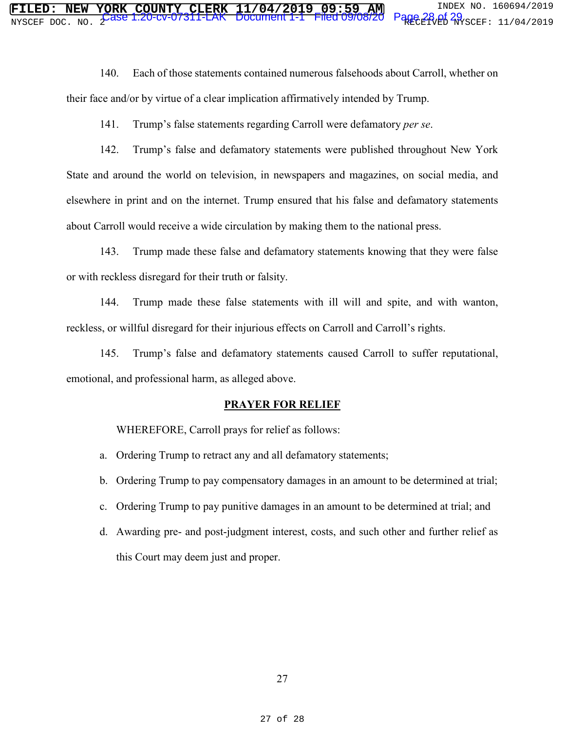140. Each of those statements contained numerous falsehoods about Carroll, whether on their face and/or by virtue of a clear implication affirmatively intended by Trump.

141. Trump's false statements regarding Carroll were defamatory *per se*.

142. Trump's false and defamatory statements were published throughout New York State and around the world on television, in newspapers and magazines, on social media, and elsewhere in print and on the internet. Trump ensured that his false and defamatory statements about Carroll would receive a wide circulation by making them to the national press.

143. Trump made these false and defamatory statements knowing that they were false or with reckless disregard for their truth or falsity.

144. Trump made these false statements with ill will and spite, and with wanton, reckless, or willful disregard for their injurious effects on Carroll and Carroll's rights.

145. Trump's false and defamatory statements caused Carroll to suffer reputational, emotional, and professional harm, as alleged above.

## **PRAYER FOR RELIEF**

WHEREFORE, Carroll prays for relief as follows:

a. Ordering Trump to retract any and all defamatory statements;

b. Ordering Trump to pay compensatory damages in an amount to be determined at trial;

c. Ordering Trump to pay punitive damages in an amount to be determined at trial; and

d. Awarding pre- and post-judgment interest, costs, and such other and further relief as this Court may deem just and proper.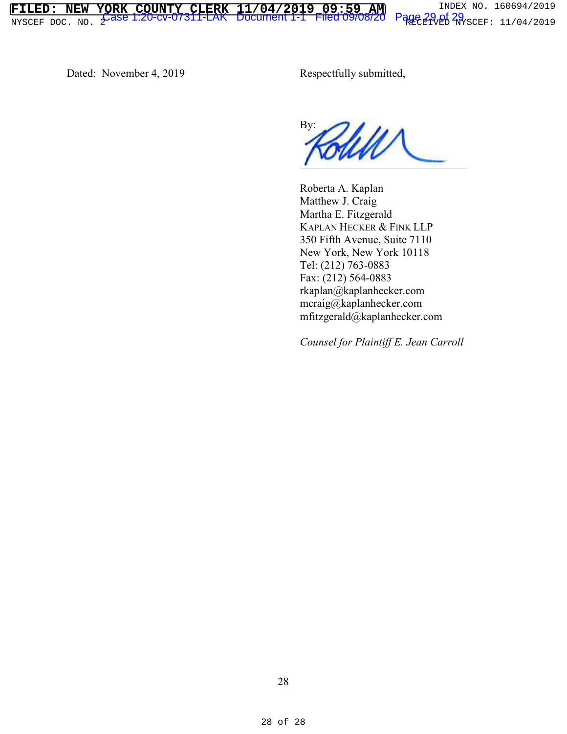Dated: November 4, 2019

Respectfully submitted,

By: ______________________

Roberta A. Kaplan
Matthew J. Craig
Martha E. Fitzgerald
KAPLAN HECKER & FINK LLP
350 Fifth Avenue, Suite 7110
New York, New York 10118
Tel: (212) 763-0883
Fax: (212) 564-0883
rkaplan@kaplanhecker.com
mcraig@kaplanhecker.com
mfitzgerald@kaplanhecker.com

*Counsel for Plaintiff E. Jean Carroll*